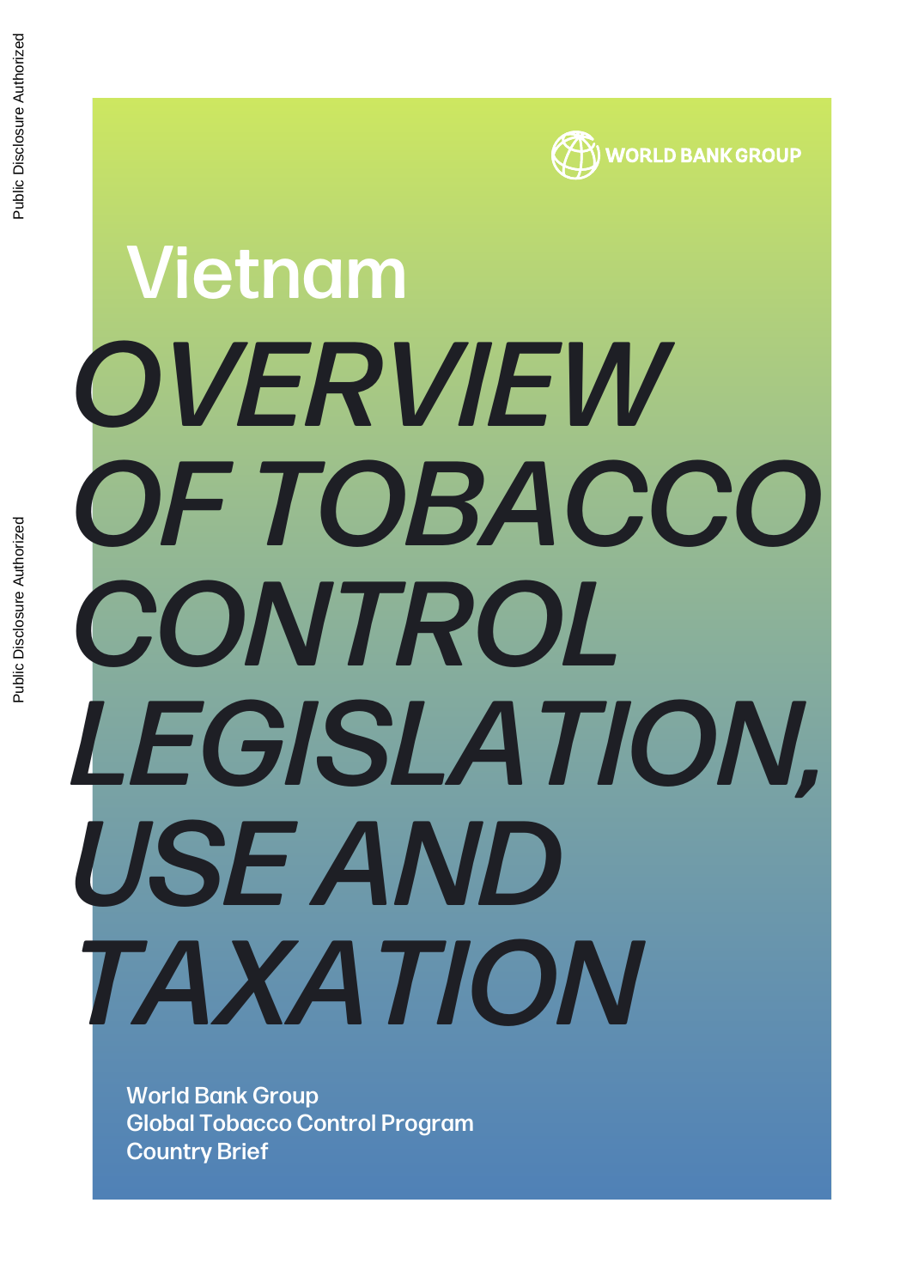Public Disclosure Authorized

Public Disclosure Authorized

WORLD BANK GROUP

Vietnam

# OVERVIEW OF TOBACCO CONTROL LEGISLATION, USE AND TAXATION

World Bank Group
Global Tobacco Control Program
Country Brief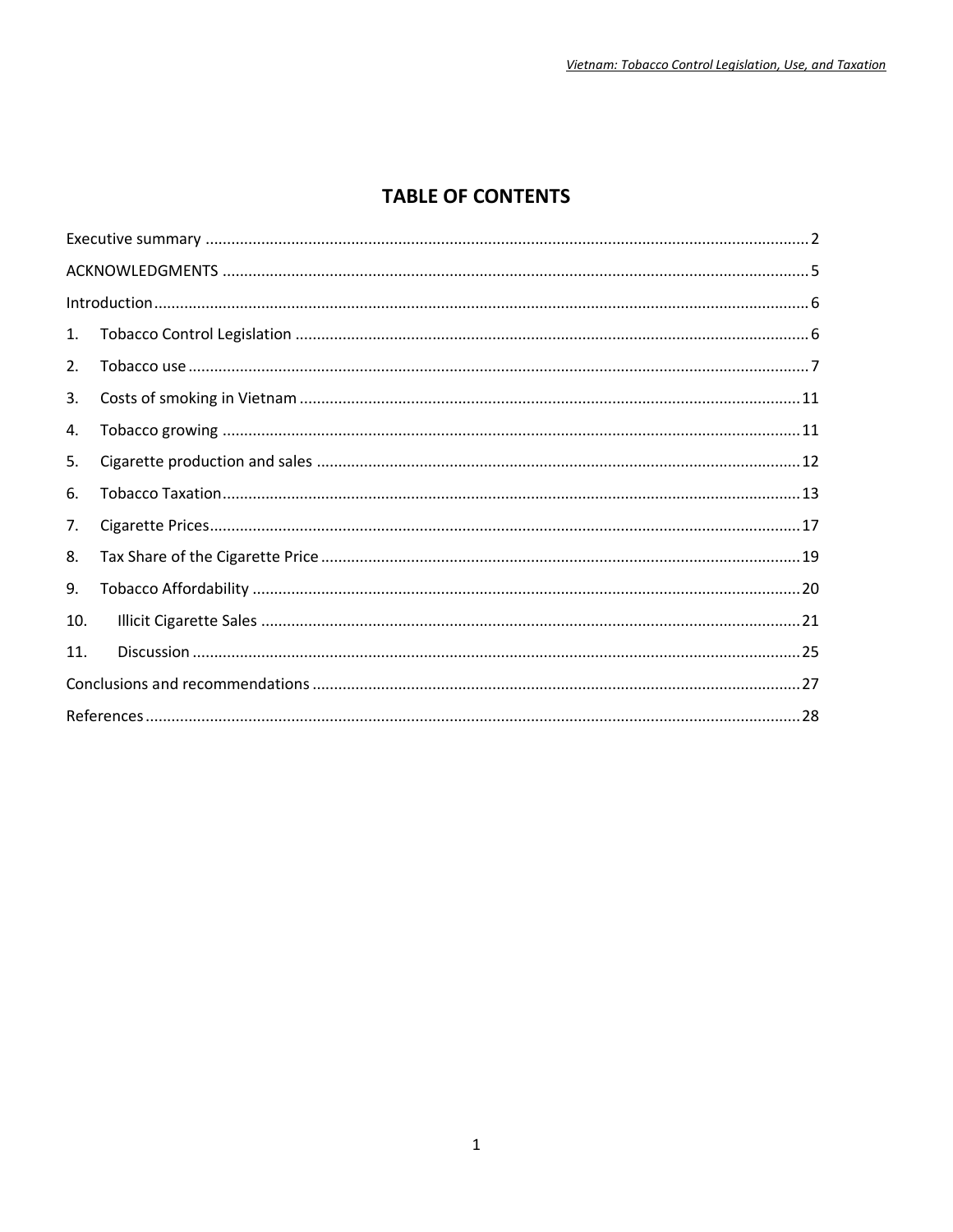# TABLE OF CONTENTS

Executive summary ..... 2

ACKNOWLEDGMENTS ..... 5

Introduction ..... 6

1. Tobacco Control Legislation ..... 6
2. Tobacco use ..... 7
3. Costs of smoking in Vietnam ..... 11
4. Tobacco growing ..... 11
5. Cigarette production and sales ..... 12
6. Tobacco Taxation ..... 13
7. Cigarette Prices ..... 17
8. Tax Share of the Cigarette Price ..... 19
9. Tobacco Affordability ..... 20
10. Illicit Cigarette Sales ..... 21
11. Discussion ..... 25

Conclusions and recommendations ..... 27

References ..... 28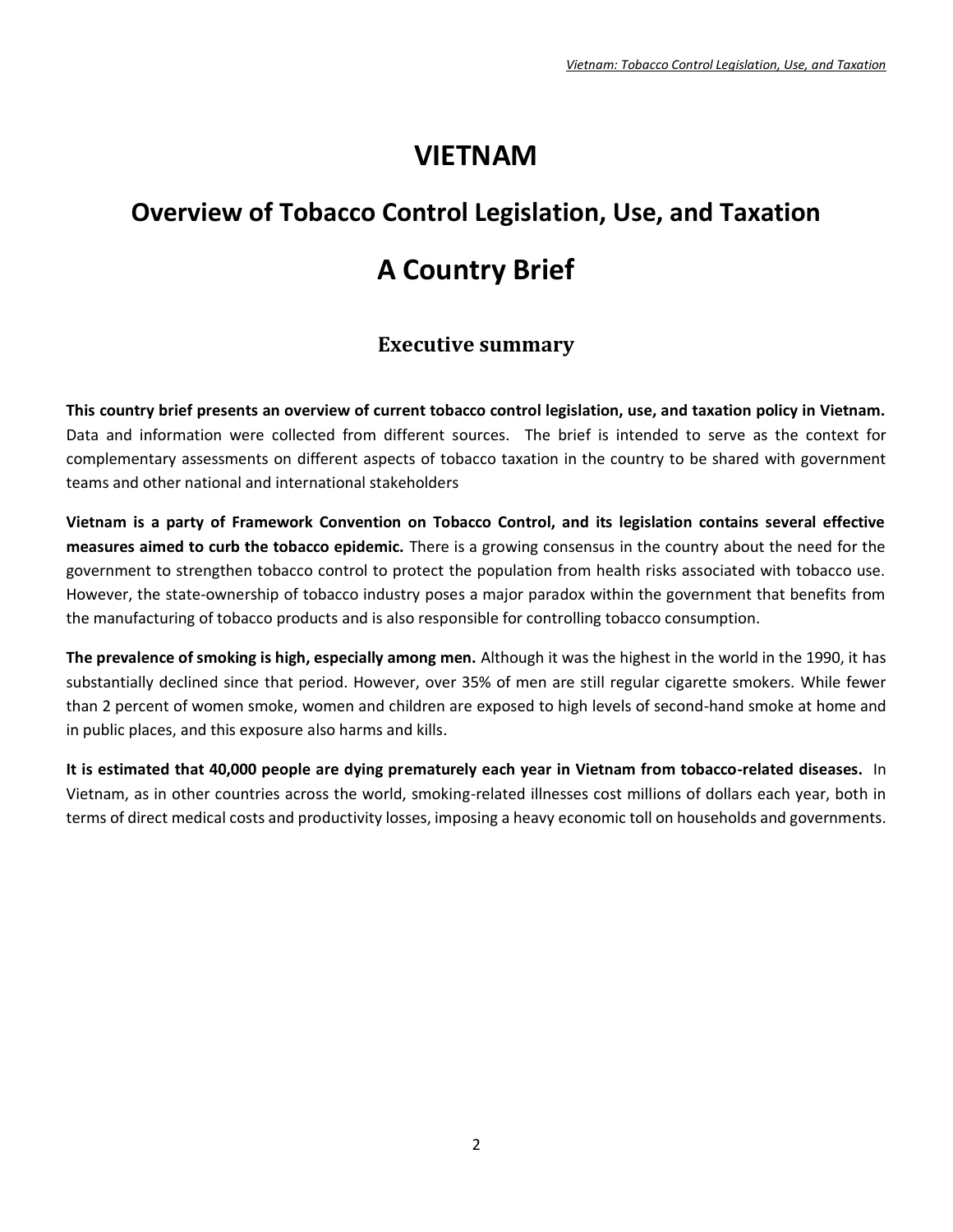# VIETNAM

## Overview of Tobacco Control Legislation, Use, and Taxation

## A Country Brief

### Executive summary

**This country brief presents an overview of current tobacco control legislation, use, and taxation policy in Vietnam.** Data and information were collected from different sources. The brief is intended to serve as the context for complementary assessments on different aspects of tobacco taxation in the country to be shared with government teams and other national and international stakeholders

**Vietnam is a party of Framework Convention on Tobacco Control, and its legislation contains several effective measures aimed to curb the tobacco epidemic.** There is a growing consensus in the country about the need for the government to strengthen tobacco control to protect the population from health risks associated with tobacco use. However, the state-ownership of tobacco industry poses a major paradox within the government that benefits from the manufacturing of tobacco products and is also responsible for controlling tobacco consumption.

**The prevalence of smoking is high, especially among men.** Although it was the highest in the world in the 1990, it has substantially declined since that period. However, over 35% of men are still regular cigarette smokers. While fewer than 2 percent of women smoke, women and children are exposed to high levels of second-hand smoke at home and in public places, and this exposure also harms and kills.

**It is estimated that 40,000 people are dying prematurely each year in Vietnam from tobacco-related diseases.** In Vietnam, as in other countries across the world, smoking-related illnesses cost millions of dollars each year, both in terms of direct medical costs and productivity losses, imposing a heavy economic toll on households and governments.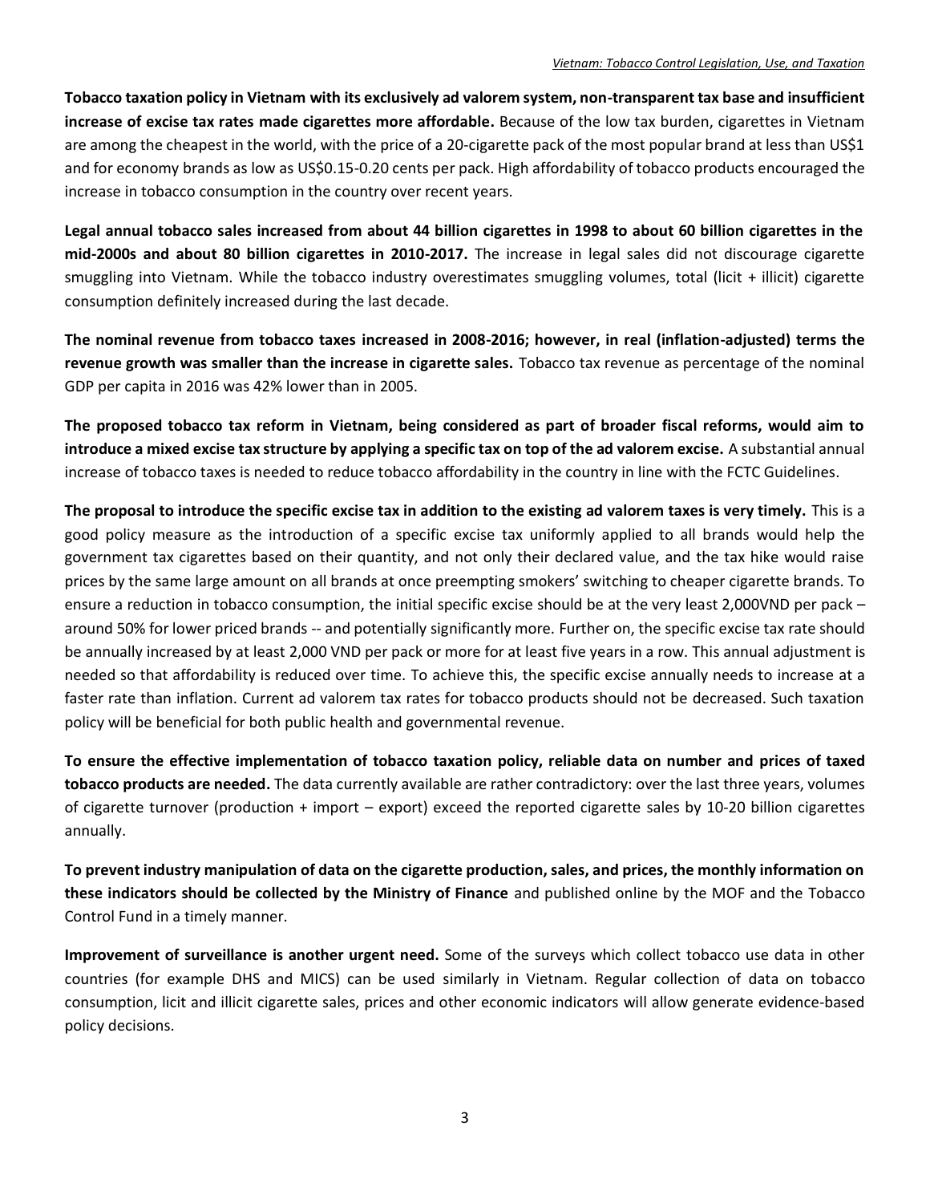**Tobacco taxation policy in Vietnam with its exclusively ad valorem system, non-transparent tax base and insufficient increase of excise tax rates made cigarettes more affordable.** Because of the low tax burden, cigarettes in Vietnam are among the cheapest in the world, with the price of a 20-cigarette pack of the most popular brand at less than US$1 and for economy brands as low as US$0.15-0.20 cents per pack. High affordability of tobacco products encouraged the increase in tobacco consumption in the country over recent years.

**Legal annual tobacco sales increased from about 44 billion cigarettes in 1998 to about 60 billion cigarettes in the mid-2000s and about 80 billion cigarettes in 2010-2017.** The increase in legal sales did not discourage cigarette smuggling into Vietnam. While the tobacco industry overestimates smuggling volumes, total (licit + illicit) cigarette consumption definitely increased during the last decade.

**The nominal revenue from tobacco taxes increased in 2008-2016; however, in real (inflation-adjusted) terms the revenue growth was smaller than the increase in cigarette sales.** Tobacco tax revenue as percentage of the nominal GDP per capita in 2016 was 42% lower than in 2005.

**The proposed tobacco tax reform in Vietnam, being considered as part of broader fiscal reforms, would aim to introduce a mixed excise tax structure by applying a specific tax on top of the ad valorem excise.** A substantial annual increase of tobacco taxes is needed to reduce tobacco affordability in the country in line with the FCTC Guidelines.

**The proposal to introduce the specific excise tax in addition to the existing ad valorem taxes is very timely.** This is a good policy measure as the introduction of a specific excise tax uniformly applied to all brands would help the government tax cigarettes based on their quantity, and not only their declared value, and the tax hike would raise prices by the same large amount on all brands at once preempting smokers' switching to cheaper cigarette brands. To ensure a reduction in tobacco consumption, the initial specific excise should be at the very least 2,000VND per pack – around 50% for lower priced brands -- and potentially significantly more. Further on, the specific excise tax rate should be annually increased by at least 2,000 VND per pack or more for at least five years in a row. This annual adjustment is needed so that affordability is reduced over time. To achieve this, the specific excise annually needs to increase at a faster rate than inflation. Current ad valorem tax rates for tobacco products should not be decreased. Such taxation policy will be beneficial for both public health and governmental revenue.

**To ensure the effective implementation of tobacco taxation policy, reliable data on number and prices of taxed tobacco products are needed.** The data currently available are rather contradictory: over the last three years, volumes of cigarette turnover (production + import – export) exceed the reported cigarette sales by 10-20 billion cigarettes annually.

**To prevent industry manipulation of data on the cigarette production, sales, and prices, the monthly information on these indicators should be collected by the Ministry of Finance** and published online by the MOF and the Tobacco Control Fund in a timely manner.

**Improvement of surveillance is another urgent need.** Some of the surveys which collect tobacco use data in other countries (for example DHS and MICS) can be used similarly in Vietnam. Regular collection of data on tobacco consumption, licit and illicit cigarette sales, prices and other economic indicators will allow generate evidence-based policy decisions.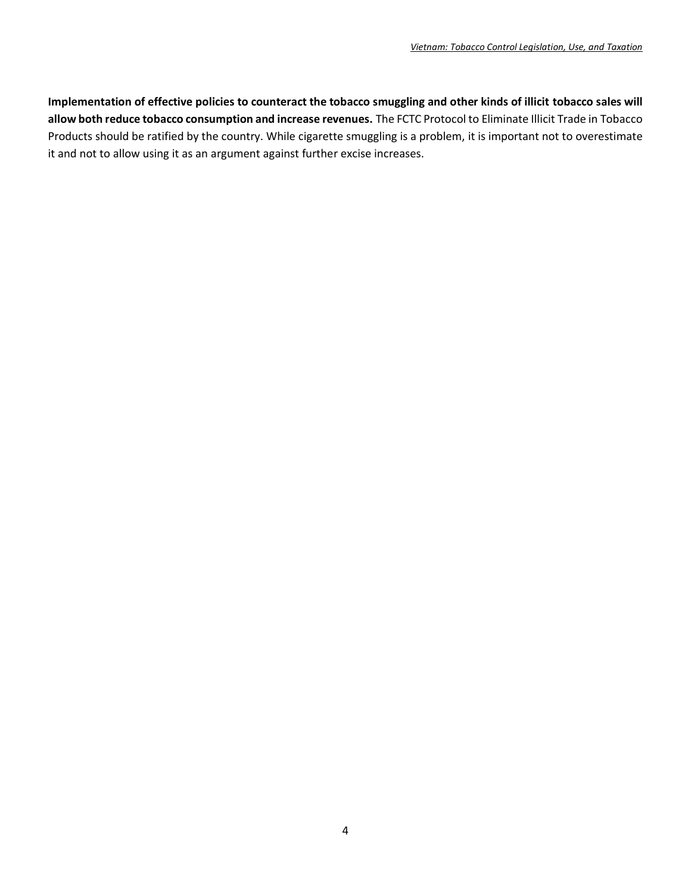**Implementation of effective policies to counteract the tobacco smuggling and other kinds of illicit tobacco sales will allow both reduce tobacco consumption and increase revenues.** The FCTC Protocol to Eliminate Illicit Trade in Tobacco Products should be ratified by the country. While cigarette smuggling is a problem, it is important not to overestimate it and not to allow using it as an argument against further excise increases.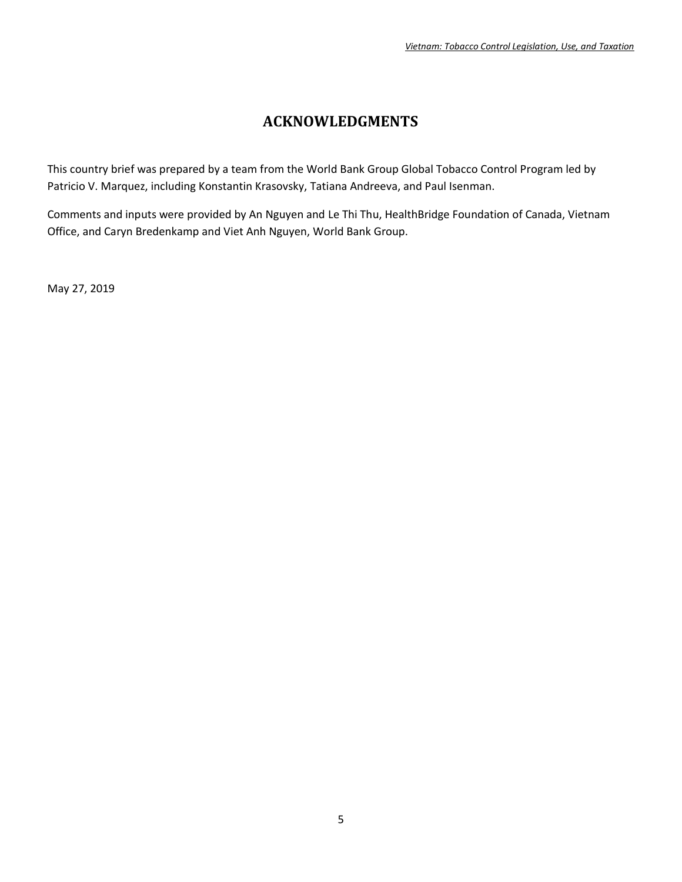## ACKNOWLEDGMENTS

This country brief was prepared by a team from the World Bank Group Global Tobacco Control Program led by Patricio V. Marquez, including Konstantin Krasovsky, Tatiana Andreeva, and Paul Isenman.

Comments and inputs were provided by An Nguyen and Le Thi Thu, HealthBridge Foundation of Canada, Vietnam Office, and Caryn Bredenkamp and Viet Anh Nguyen, World Bank Group.

May 27, 2019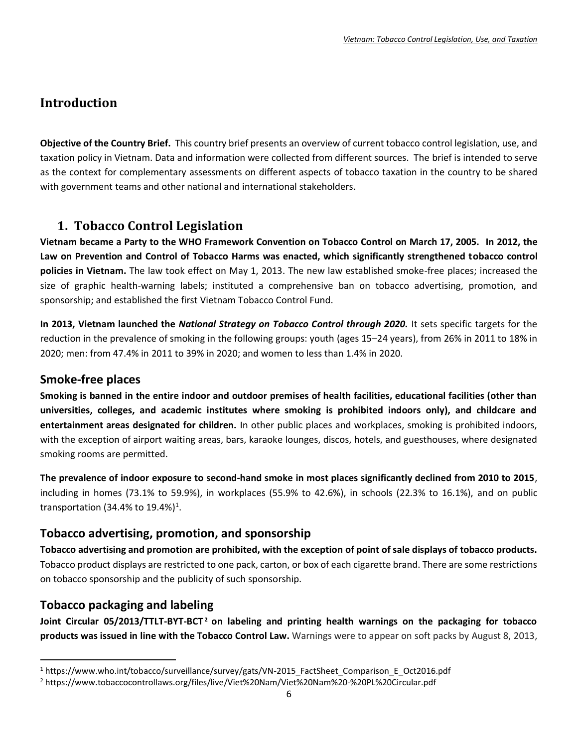## Introduction

**Objective of the Country Brief.** This country brief presents an overview of current tobacco control legislation, use, and taxation policy in Vietnam. Data and information were collected from different sources. The brief is intended to serve as the context for complementary assessments on different aspects of tobacco taxation in the country to be shared with government teams and other national and international stakeholders.

## 1. Tobacco Control Legislation

**Vietnam became a Party to the WHO Framework Convention on Tobacco Control on March 17, 2005. In 2012, the Law on Prevention and Control of Tobacco Harms was enacted, which significantly strengthened tobacco control policies in Vietnam.** The law took effect on May 1, 2013. The new law established smoke-free places; increased the size of graphic health-warning labels; instituted a comprehensive ban on tobacco advertising, promotion, and sponsorship; and established the first Vietnam Tobacco Control Fund.

**In 2013, Vietnam launched the *National Strategy on Tobacco Control through 2020.*** It sets specific targets for the reduction in the prevalence of smoking in the following groups: youth (ages 15–24 years), from 26% in 2011 to 18% in 2020; men: from 47.4% in 2011 to 39% in 2020; and women to less than 1.4% in 2020.

### Smoke-free places

**Smoking is banned in the entire indoor and outdoor premises of health facilities, educational facilities (other than universities, colleges, and academic institutes where smoking is prohibited indoors only), and childcare and entertainment areas designated for children.** In other public places and workplaces, smoking is prohibited indoors, with the exception of airport waiting areas, bars, karaoke lounges, discos, hotels, and guesthouses, where designated smoking rooms are permitted.

**The prevalence of indoor exposure to second-hand smoke in most places significantly declined from 2010 to 2015**, including in homes (73.1% to 59.9%), in workplaces (55.9% to 42.6%), in schools (22.3% to 16.1%), and on public transportation (34.4% to 19.4%)[1].

### Tobacco advertising, promotion, and sponsorship

**Tobacco advertising and promotion are prohibited, with the exception of point of sale displays of tobacco products.** Tobacco product displays are restricted to one pack, carton, or box of each cigarette brand. There are some restrictions on tobacco sponsorship and the publicity of such sponsorship.

### Tobacco packaging and labeling

**Joint Circular 05/2013/TTLT-BYT-BCT[2] on labeling and printing health warnings on the packaging for tobacco products was issued in line with the Tobacco Control Law.** Warnings were to appear on soft packs by August 8, 2013,

[1] https://www.who.int/tobacco/surveillance/survey/gats/VN-2015_FactSheet_Comparison_E_Oct2016.pdf

[2] https://www.tobaccocontrollaws.org/files/live/Viet%20Nam/Viet%20Nam%20-%20PL%20Circular.pdf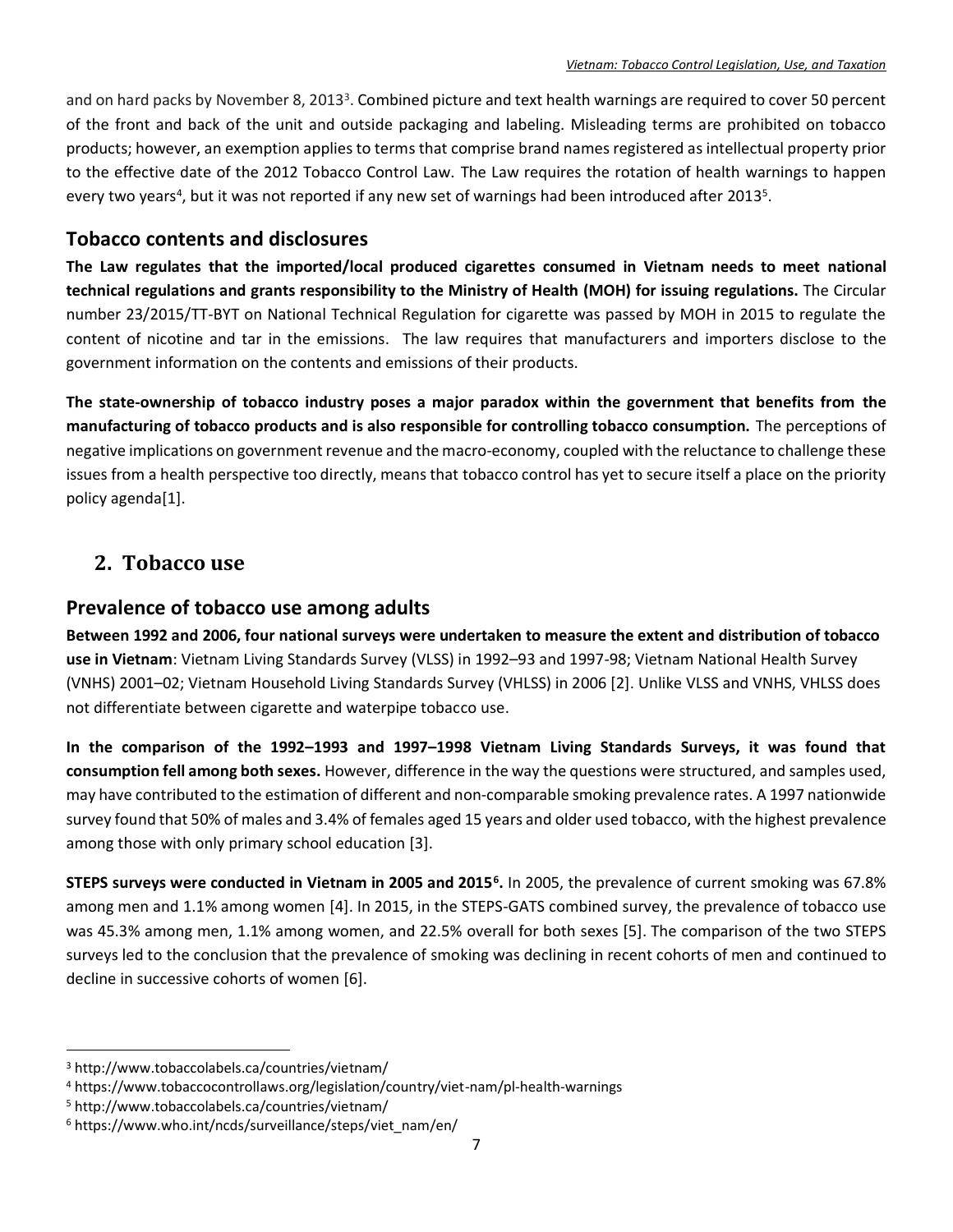and on hard packs by November 8, 2013[3]. Combined picture and text health warnings are required to cover 50 percent of the front and back of the unit and outside packaging and labeling. Misleading terms are prohibited on tobacco products; however, an exemption applies to terms that comprise brand names registered as intellectual property prior to the effective date of the 2012 Tobacco Control Law. The Law requires the rotation of health warnings to happen every two years[4], but it was not reported if any new set of warnings had been introduced after 2013[5].

## Tobacco contents and disclosures

**The Law regulates that the imported/local produced cigarettes consumed in Vietnam needs to meet national technical regulations and grants responsibility to the Ministry of Health (MOH) for issuing regulations.** The Circular number 23/2015/TT-BYT on National Technical Regulation for cigarette was passed by MOH in 2015 to regulate the content of nicotine and tar in the emissions. The law requires that manufacturers and importers disclose to the government information on the contents and emissions of their products.

**The state-ownership of tobacco industry poses a major paradox within the government that benefits from the manufacturing of tobacco products and is also responsible for controlling tobacco consumption.** The perceptions of negative implications on government revenue and the macro-economy, coupled with the reluctance to challenge these issues from a health perspective too directly, means that tobacco control has yet to secure itself a place on the priority policy agenda[1].

# 2. Tobacco use

## Prevalence of tobacco use among adults

**Between 1992 and 2006, four national surveys were undertaken to measure the extent and distribution of tobacco use in Vietnam**: Vietnam Living Standards Survey (VLSS) in 1992–93 and 1997-98; Vietnam National Health Survey (VNHS) 2001–02; Vietnam Household Living Standards Survey (VHLSS) in 2006 [2]. Unlike VLSS and VNHS, VHLSS does not differentiate between cigarette and waterpipe tobacco use.

**In the comparison of the 1992–1993 and 1997–1998 Vietnam Living Standards Surveys, it was found that consumption fell among both sexes.** However, difference in the way the questions were structured, and samples used, may have contributed to the estimation of different and non-comparable smoking prevalence rates. A 1997 nationwide survey found that 50% of males and 3.4% of females aged 15 years and older used tobacco, with the highest prevalence among those with only primary school education [3].

**STEPS surveys were conducted in Vietnam in 2005 and 2015[6].** In 2005, the prevalence of current smoking was 67.8% among men and 1.1% among women [4]. In 2015, in the STEPS-GATS combined survey, the prevalence of tobacco use was 45.3% among men, 1.1% among women, and 22.5% overall for both sexes [5]. The comparison of the two STEPS surveys led to the conclusion that the prevalence of smoking was declining in recent cohorts of men and continued to decline in successive cohorts of women [6].

---

[3] http://www.tobaccolabels.ca/countries/vietnam/

[4] https://www.tobaccocontrollaws.org/legislation/country/viet-nam/pl-health-warnings

[5] http://www.tobaccolabels.ca/countries/vietnam/

[6] https://www.who.int/ncds/surveillance/steps/viet_nam/en/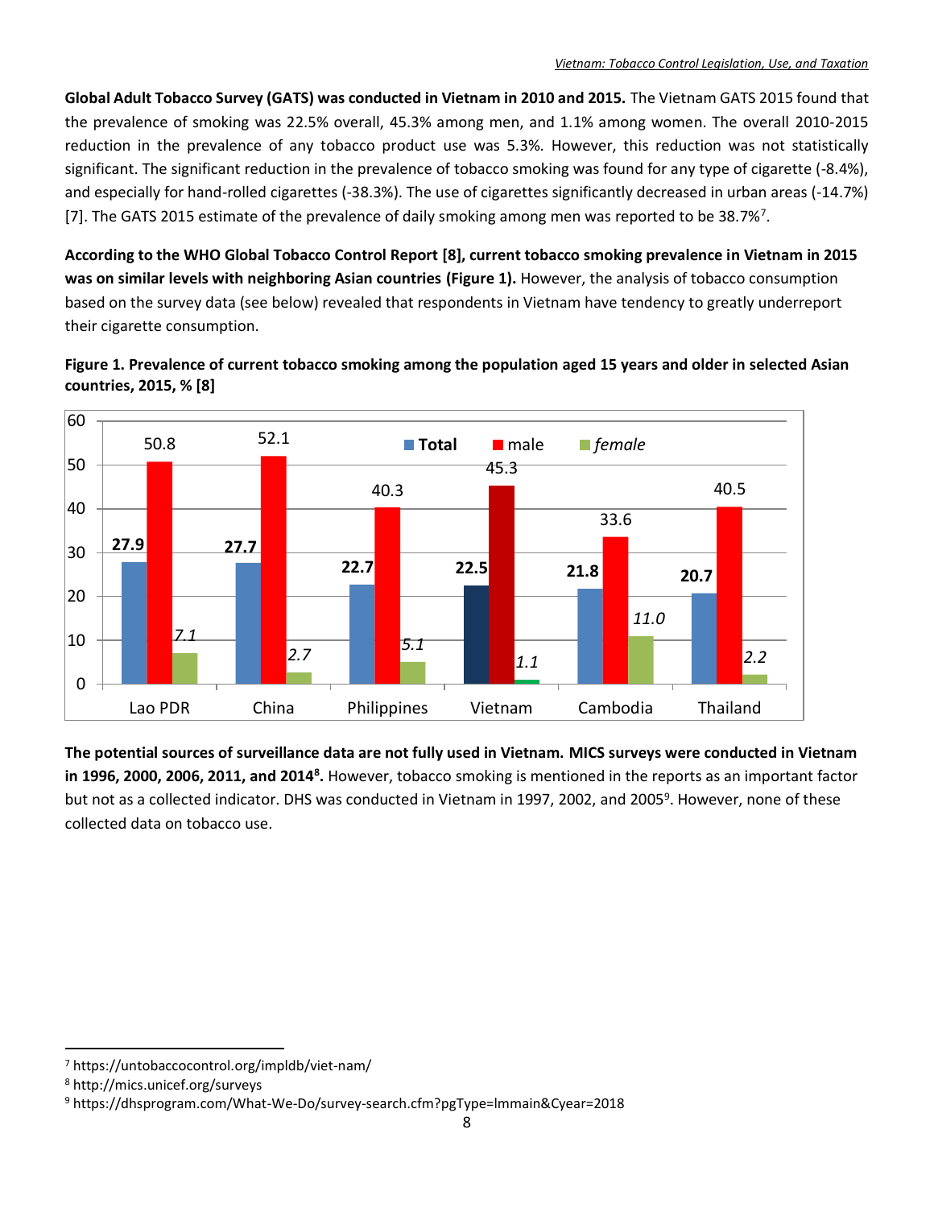**Global Adult Tobacco Survey (GATS) was conducted in Vietnam in 2010 and 2015.** The Vietnam GATS 2015 found that the prevalence of smoking was 22.5% overall, 45.3% among men, and 1.1% among women. The overall 2010-2015 reduction in the prevalence of any tobacco product use was 5.3%. However, this reduction was not statistically significant. The significant reduction in the prevalence of tobacco smoking was found for any type of cigarette (-8.4%), and especially for hand-rolled cigarettes (-38.3%). The use of cigarettes significantly decreased in urban areas (-14.7%) [7]. The GATS 2015 estimate of the prevalence of daily smoking among men was reported to be 38.7%[7].

**According to the WHO Global Tobacco Control Report [8], current tobacco smoking prevalence in Vietnam in 2015 was on similar levels with neighboring Asian countries (Figure 1).** However, the analysis of tobacco consumption based on the survey data (see below) revealed that respondents in Vietnam have tendency to greatly underreport their cigarette consumption.

**Figure 1. Prevalence of current tobacco smoking among the population aged 15 years and older in selected Asian countries, 2015, % [8]**

| Country | Total | male | female |
|---|---|---|---|
| Lao PDR | 27.9 | 50.8 | 7.1 |
| China | 27.7 | 52.1 | 2.7 |
| Philippines | 22.7 | 40.3 | 5.1 |
| Vietnam | 22.5 | 45.3 | 1.1 |
| Cambodia | 21.8 | 33.6 | 11.0 |
| Thailand | 20.7 | 40.5 | 2.2 |

**The potential sources of surveillance data are not fully used in Vietnam. MICS surveys were conducted in Vietnam in 1996, 2000, 2006, 2011, and 2014[8].** However, tobacco smoking is mentioned in the reports as an important factor but not as a collected indicator. DHS was conducted in Vietnam in 1997, 2002, and 2005[9]. However, none of these collected data on tobacco use.

---

[7] https://untobaccocontrol.org/impldb/viet-nam/

[8] http://mics.unicef.org/surveys

[9] https://dhsprogram.com/What-We-Do/survey-search.cfm?pgType=lmmain&Cyear=2018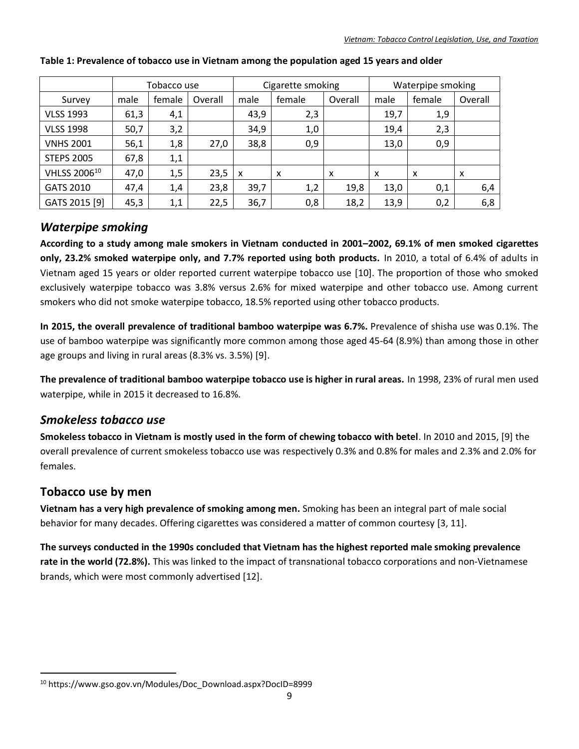**Table 1: Prevalence of tobacco use in Vietnam among the population aged 15 years and older**

| | Tobacco use | | | Cigarette smoking | | | Waterpipe smoking | | |
|---|---|---|---|---|---|---|---|---|---|
| Survey | male | female | Overall | male | female | Overall | male | female | Overall |
| VLSS 1993 | 61,3 | 4,1 | | 43,9 | 2,3 | | 19,7 | 1,9 | |
| VLSS 1998 | 50,7 | 3,2 | | 34,9 | 1,0 | | 19,4 | 2,3 | |
| VNHS 2001 | 56,1 | 1,8 | 27,0 | 38,8 | 0,9 | | 13,0 | 0,9 | |
| STEPS 2005 | 67,8 | 1,1 | | | | | | | |
| VHLSS 2006[10] | 47,0 | 1,5 | 23,5 | x | x | x | x | x | x |
| GATS 2010 | 47,4 | 1,4 | 23,8 | 39,7 | 1,2 | 19,8 | 13,0 | 0,1 | 6,4 |
| GATS 2015 [9] | 45,3 | 1,1 | 22,5 | 36,7 | 0,8 | 18,2 | 13,9 | 0,2 | 6,8 |

## *Waterpipe smoking*

**According to a study among male smokers in Vietnam conducted in 2001–2002, 69.1% of men smoked cigarettes only, 23.2% smoked waterpipe only, and 7.7% reported using both products.** In 2010, a total of 6.4% of adults in Vietnam aged 15 years or older reported current waterpipe tobacco use [10]. The proportion of those who smoked exclusively waterpipe tobacco was 3.8% versus 2.6% for mixed waterpipe and other tobacco use. Among current smokers who did not smoke waterpipe tobacco, 18.5% reported using other tobacco products.

**In 2015, the overall prevalence of traditional bamboo waterpipe was 6.7%.** Prevalence of shisha use was 0.1%. The use of bamboo waterpipe was significantly more common among those aged 45-64 (8.9%) than among those in other age groups and living in rural areas (8.3% vs. 3.5%) [9].

**The prevalence of traditional bamboo waterpipe tobacco use is higher in rural areas.** In 1998, 23% of rural men used waterpipe, while in 2015 it decreased to 16.8%.

## *Smokeless tobacco use*

**Smokeless tobacco in Vietnam is mostly used in the form of chewing tobacco with betel**. In 2010 and 2015, [9] the overall prevalence of current smokeless tobacco use was respectively 0.3% and 0.8% for males and 2.3% and 2.0% for females.

## Tobacco use by men

**Vietnam has a very high prevalence of smoking among men.** Smoking has been an integral part of male social behavior for many decades. Offering cigarettes was considered a matter of common courtesy [3, 11].

**The surveys conducted in the 1990s concluded that Vietnam has the highest reported male smoking prevalence rate in the world (72.8%).** This was linked to the impact of transnational tobacco corporations and non-Vietnamese brands, which were most commonly advertised [12].

[10] https://www.gso.gov.vn/Modules/Doc_Download.aspx?DocID=8999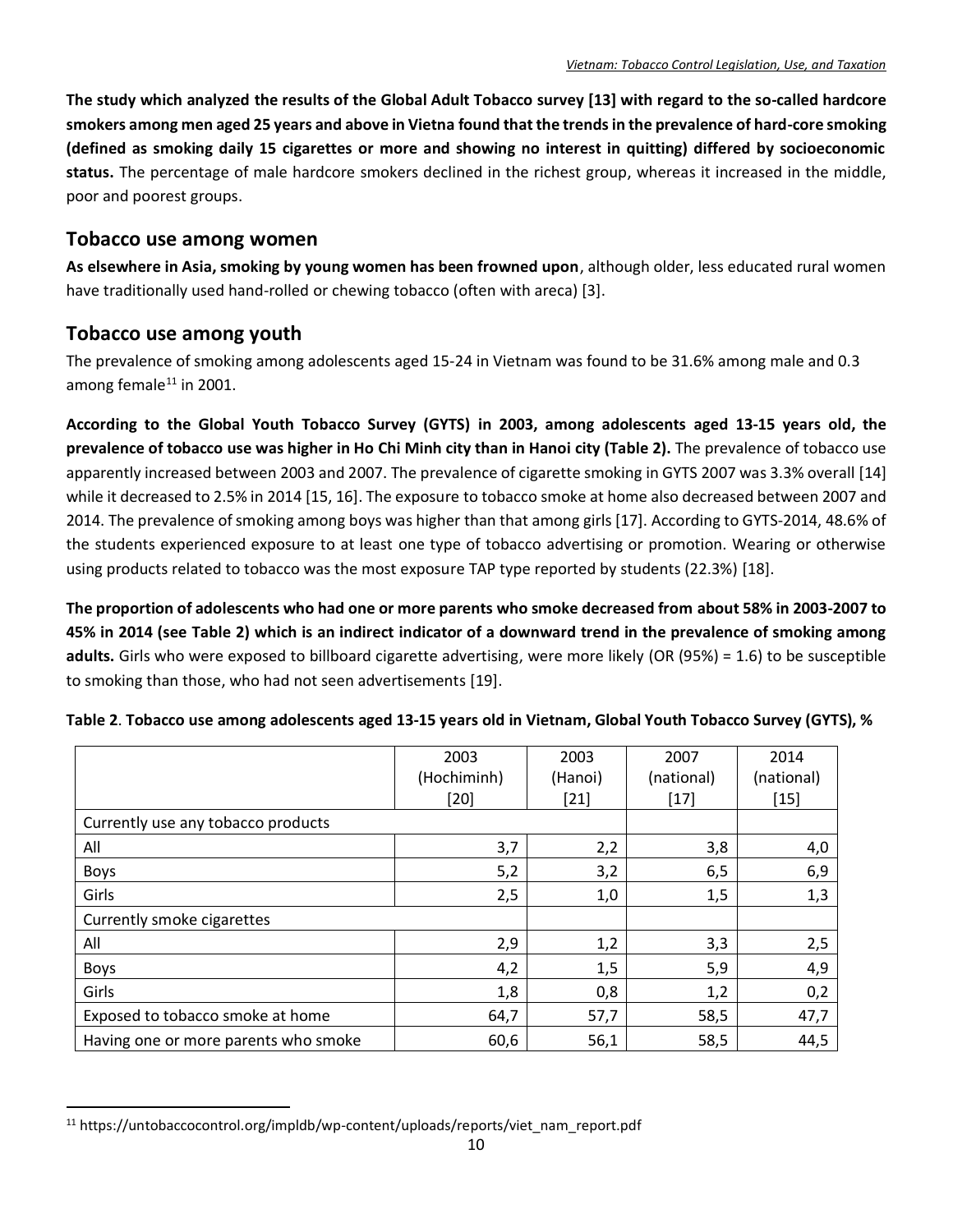**The study which analyzed the results of the Global Adult Tobacco survey [13] with regard to the so-called hardcore smokers among men aged 25 years and above in Vietna found that the trends in the prevalence of hard-core smoking (defined as smoking daily 15 cigarettes or more and showing no interest in quitting) differed by socioeconomic status.** The percentage of male hardcore smokers declined in the richest group, whereas it increased in the middle, poor and poorest groups.

## Tobacco use among women

**As elsewhere in Asia, smoking by young women has been frowned upon**, although older, less educated rural women have traditionally used hand-rolled or chewing tobacco (often with areca) [3].

## Tobacco use among youth

The prevalence of smoking among adolescents aged 15-24 in Vietnam was found to be 31.6% among male and 0.3 among female[11] in 2001.

**According to the Global Youth Tobacco Survey (GYTS) in 2003, among adolescents aged 13-15 years old, the prevalence of tobacco use was higher in Ho Chi Minh city than in Hanoi city (Table 2).** The prevalence of tobacco use apparently increased between 2003 and 2007. The prevalence of cigarette smoking in GYTS 2007 was 3.3% overall [14] while it decreased to 2.5% in 2014 [15, 16]. The exposure to tobacco smoke at home also decreased between 2007 and 2014. The prevalence of smoking among boys was higher than that among girls [17]. According to GYTS-2014, 48.6% of the students experienced exposure to at least one type of tobacco advertising or promotion. Wearing or otherwise using products related to tobacco was the most exposure TAP type reported by students (22.3%) [18].

**The proportion of adolescents who had one or more parents who smoke decreased from about 58% in 2003-2007 to 45% in 2014 (see Table 2) which is an indirect indicator of a downward trend in the prevalence of smoking among adults.** Girls who were exposed to billboard cigarette advertising, were more likely (OR (95%) = 1.6) to be susceptible to smoking than those, who had not seen advertisements [19].

**Table 2**. **Tobacco use among adolescents aged 13-15 years old in Vietnam, Global Youth Tobacco Survey (GYTS), %**

| | 2003 (Hochiminh) [20] | 2003 (Hanoi) [21] | 2007 (national) [17] | 2014 (national) [15] |
|---|---|---|---|---|
| Currently use any tobacco products | | | | |
| All | 3,7 | 2,2 | 3,8 | 4,0 |
| Boys | 5,2 | 3,2 | 6,5 | 6,9 |
| Girls | 2,5 | 1,0 | 1,5 | 1,3 |
| Currently smoke cigarettes | | | | |
| All | 2,9 | 1,2 | 3,3 | 2,5 |
| Boys | 4,2 | 1,5 | 5,9 | 4,9 |
| Girls | 1,8 | 0,8 | 1,2 | 0,2 |
| Exposed to tobacco smoke at home | 64,7 | 57,7 | 58,5 | 47,7 |
| Having one or more parents who smoke | 60,6 | 56,1 | 58,5 | 44,5 |

[11] https://untobaccocontrol.org/impldb/wp-content/uploads/reports/viet_nam_report.pdf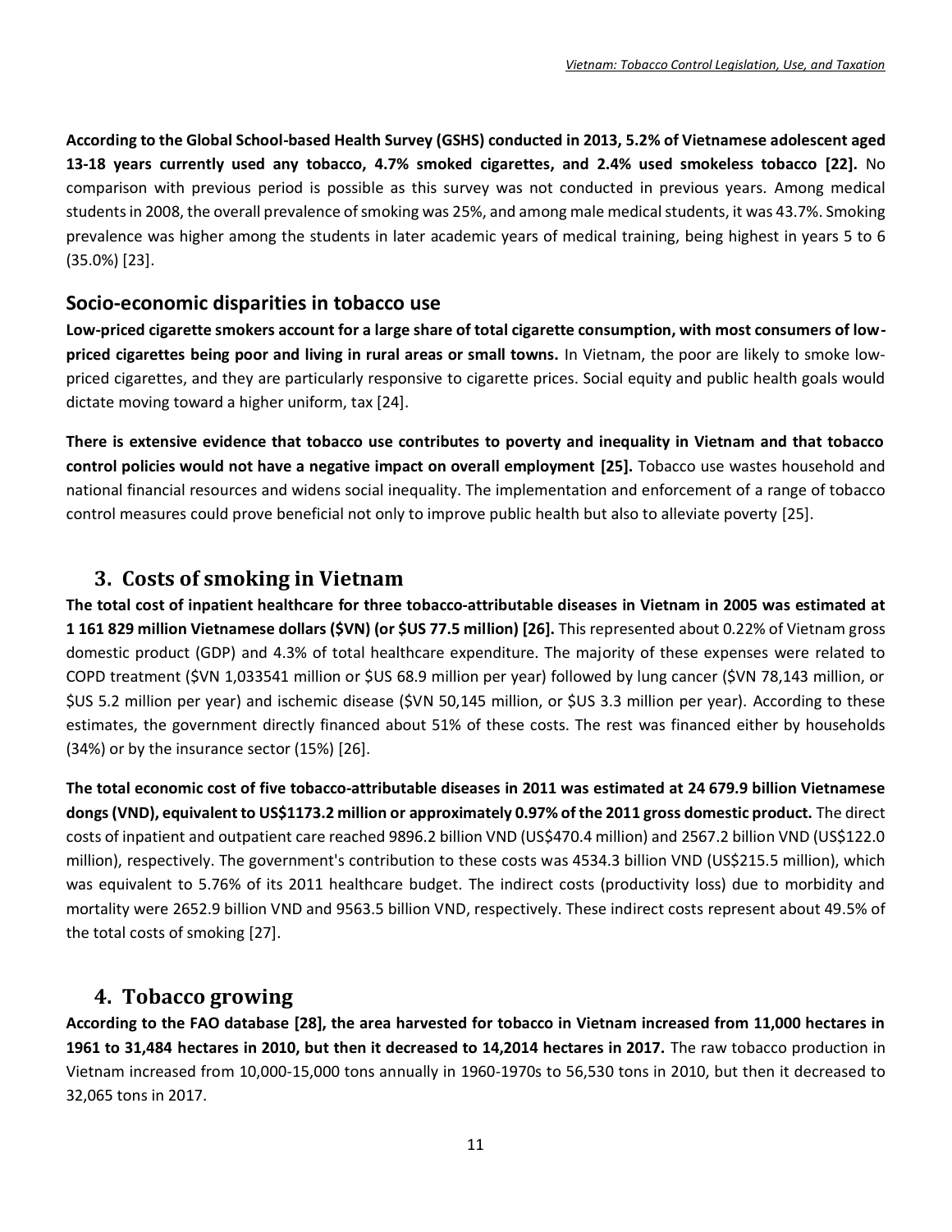**According to the Global School-based Health Survey (GSHS) conducted in 2013, 5.2% of Vietnamese adolescent aged 13-18 years currently used any tobacco, 4.7% smoked cigarettes, and 2.4% used smokeless tobacco [22].** No comparison with previous period is possible as this survey was not conducted in previous years. Among medical students in 2008, the overall prevalence of smoking was 25%, and among male medical students, it was 43.7%. Smoking prevalence was higher among the students in later academic years of medical training, being highest in years 5 to 6 (35.0%) [23].

## Socio-economic disparities in tobacco use

**Low-priced cigarette smokers account for a large share of total cigarette consumption, with most consumers of low-priced cigarettes being poor and living in rural areas or small towns.** In Vietnam, the poor are likely to smoke low-priced cigarettes, and they are particularly responsive to cigarette prices. Social equity and public health goals would dictate moving toward a higher uniform, tax [24].

**There is extensive evidence that tobacco use contributes to poverty and inequality in Vietnam and that tobacco control policies would not have a negative impact on overall employment [25].** Tobacco use wastes household and national financial resources and widens social inequality. The implementation and enforcement of a range of tobacco control measures could prove beneficial not only to improve public health but also to alleviate poverty [25].

# 3. Costs of smoking in Vietnam

**The total cost of inpatient healthcare for three tobacco-attributable diseases in Vietnam in 2005 was estimated at 1 161 829 million Vietnamese dollars ($VN) (or $US 77.5 million) [26].** This represented about 0.22% of Vietnam gross domestic product (GDP) and 4.3% of total healthcare expenditure. The majority of these expenses were related to COPD treatment ($VN 1,033541 million or $US 68.9 million per year) followed by lung cancer ($VN 78,143 million, or $US 5.2 million per year) and ischemic disease ($VN 50,145 million, or $US 3.3 million per year). According to these estimates, the government directly financed about 51% of these costs. The rest was financed either by households (34%) or by the insurance sector (15%) [26].

**The total economic cost of five tobacco-attributable diseases in 2011 was estimated at 24 679.9 billion Vietnamese dongs (VND), equivalent to US$1173.2 million or approximately 0.97% of the 2011 gross domestic product.** The direct costs of inpatient and outpatient care reached 9896.2 billion VND (US$470.4 million) and 2567.2 billion VND (US$122.0 million), respectively. The government's contribution to these costs was 4534.3 billion VND (US$215.5 million), which was equivalent to 5.76% of its 2011 healthcare budget. The indirect costs (productivity loss) due to morbidity and mortality were 2652.9 billion VND and 9563.5 billion VND, respectively. These indirect costs represent about 49.5% of the total costs of smoking [27].

# 4. Tobacco growing

**According to the FAO database [28], the area harvested for tobacco in Vietnam increased from 11,000 hectares in 1961 to 31,484 hectares in 2010, but then it decreased to 14,2014 hectares in 2017.** The raw tobacco production in Vietnam increased from 10,000-15,000 tons annually in 1960-1970s to 56,530 tons in 2010, but then it decreased to 32,065 tons in 2017.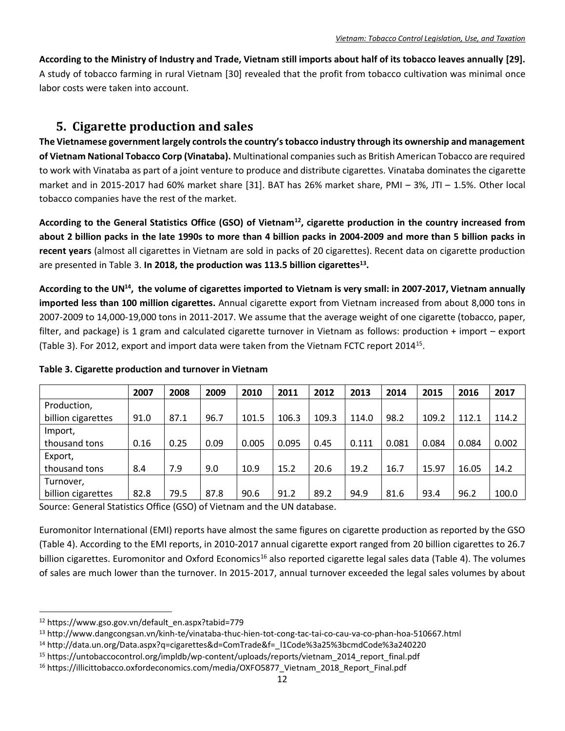**According to the Ministry of Industry and Trade, Vietnam still imports about half of its tobacco leaves annually [29].** A study of tobacco farming in rural Vietnam [30] revealed that the profit from tobacco cultivation was minimal once labor costs were taken into account.

## 5. Cigarette production and sales

**The Vietnamese government largely controls the country's tobacco industry through its ownership and management of Vietnam National Tobacco Corp (Vinataba).** Multinational companies such as British American Tobacco are required to work with Vinataba as part of a joint venture to produce and distribute cigarettes. Vinataba dominates the cigarette market and in 2015-2017 had 60% market share [31]. BAT has 26% market share, PMI – 3%, JTI – 1.5%. Other local tobacco companies have the rest of the market.

**According to the General Statistics Office (GSO) of Vietnam[12], cigarette production in the country increased from about 2 billion packs in the late 1990s to more than 4 billion packs in 2004-2009 and more than 5 billion packs in recent years** (almost all cigarettes in Vietnam are sold in packs of 20 cigarettes). Recent data on cigarette production are presented in Table 3. **In 2018, the production was 113.5 billion cigarettes[13].**

**According to the UN[14], the volume of cigarettes imported to Vietnam is very small: in 2007-2017, Vietnam annually imported less than 100 million cigarettes.** Annual cigarette export from Vietnam increased from about 8,000 tons in 2007-2009 to 14,000-19,000 tons in 2011-2017. We assume that the average weight of one cigarette (tobacco, paper, filter, and package) is 1 gram and calculated cigarette turnover in Vietnam as follows: production + import – export (Table 3). For 2012, export and import data were taken from the Vietnam FCTC report 2014[15].

**Table 3. Cigarette production and turnover in Vietnam**

| | 2007 | 2008 | 2009 | 2010 | 2011 | 2012 | 2013 | 2014 | 2015 | 2016 | 2017 |
|---|---|---|---|---|---|---|---|---|---|---|---|
| Production, billion cigarettes | 91.0 | 87.1 | 96.7 | 101.5 | 106.3 | 109.3 | 114.0 | 98.2 | 109.2 | 112.1 | 114.2 |
| Import, thousand tons | 0.16 | 0.25 | 0.09 | 0.005 | 0.095 | 0.45 | 0.111 | 0.081 | 0.084 | 0.084 | 0.002 |
| Export, thousand tons | 8.4 | 7.9 | 9.0 | 10.9 | 15.2 | 20.6 | 19.2 | 16.7 | 15.97 | 16.05 | 14.2 |
| Turnover, billion cigarettes | 82.8 | 79.5 | 87.8 | 90.6 | 91.2 | 89.2 | 94.9 | 81.6 | 93.4 | 96.2 | 100.0 |

Source: General Statistics Office (GSO) of Vietnam and the UN database.

Euromonitor International (EMI) reports have almost the same figures on cigarette production as reported by the GSO (Table 4). According to the EMI reports, in 2010-2017 annual cigarette export ranged from 20 billion cigarettes to 26.7 billion cigarettes. Euromonitor and Oxford Economics[16] also reported cigarette legal sales data (Table 4). The volumes of sales are much lower than the turnover. In 2015-2017, annual turnover exceeded the legal sales volumes by about

---

[12] https://www.gso.gov.vn/default_en.aspx?tabid=779

[13] http://www.dangcongsan.vn/kinh-te/vinataba-thuc-hien-tot-cong-tac-tai-co-cau-va-co-phan-hoa-510667.html

[14] http://data.un.org/Data.aspx?q=cigarettes&d=ComTrade&f=_l1Code%3a25%3bcmdCode%3a240220

[15] https://untobaccocontrol.org/impldb/wp-content/uploads/reports/vietnam_2014_report_final.pdf

[16] https://illicittobacco.oxfordeconomics.com/media/OXFO5877_Vietnam_2018_Report_Final.pdf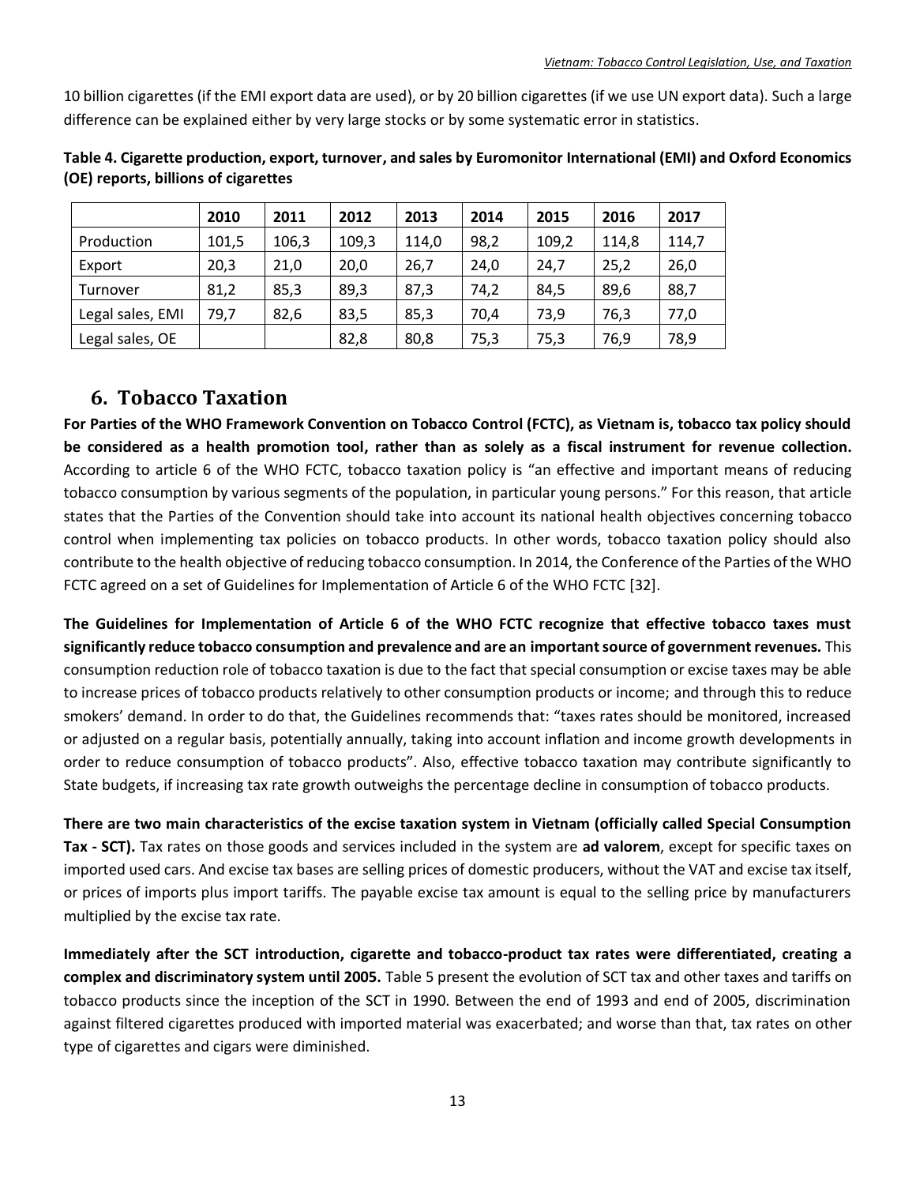10 billion cigarettes (if the EMI export data are used), or by 20 billion cigarettes (if we use UN export data). Such a large difference can be explained either by very large stocks or by some systematic error in statistics.

**Table 4. Cigarette production, export, turnover, and sales by Euromonitor International (EMI) and Oxford Economics (OE) reports, billions of cigarettes**

| | 2010 | 2011 | 2012 | 2013 | 2014 | 2015 | 2016 | 2017 |
|---|---|---|---|---|---|---|---|---|
| Production | 101,5 | 106,3 | 109,3 | 114,0 | 98,2 | 109,2 | 114,8 | 114,7 |
| Export | 20,3 | 21,0 | 20,0 | 26,7 | 24,0 | 24,7 | 25,2 | 26,0 |
| Turnover | 81,2 | 85,3 | 89,3 | 87,3 | 74,2 | 84,5 | 89,6 | 88,7 |
| Legal sales, EMI | 79,7 | 82,6 | 83,5 | 85,3 | 70,4 | 73,9 | 76,3 | 77,0 |
| Legal sales, OE | | | 82,8 | 80,8 | 75,3 | 75,3 | 76,9 | 78,9 |

## 6. Tobacco Taxation

**For Parties of the WHO Framework Convention on Tobacco Control (FCTC), as Vietnam is, tobacco tax policy should be considered as a health promotion tool, rather than as solely as a fiscal instrument for revenue collection.** According to article 6 of the WHO FCTC, tobacco taxation policy is "an effective and important means of reducing tobacco consumption by various segments of the population, in particular young persons." For this reason, that article states that the Parties of the Convention should take into account its national health objectives concerning tobacco control when implementing tax policies on tobacco products. In other words, tobacco taxation policy should also contribute to the health objective of reducing tobacco consumption. In 2014, the Conference of the Parties of the WHO FCTC agreed on a set of Guidelines for Implementation of Article 6 of the WHO FCTC [32].

**The Guidelines for Implementation of Article 6 of the WHO FCTC recognize that effective tobacco taxes must significantly reduce tobacco consumption and prevalence and are an important source of government revenues.** This consumption reduction role of tobacco taxation is due to the fact that special consumption or excise taxes may be able to increase prices of tobacco products relatively to other consumption products or income; and through this to reduce smokers' demand. In order to do that, the Guidelines recommends that: "taxes rates should be monitored, increased or adjusted on a regular basis, potentially annually, taking into account inflation and income growth developments in order to reduce consumption of tobacco products". Also, effective tobacco taxation may contribute significantly to State budgets, if increasing tax rate growth outweighs the percentage decline in consumption of tobacco products.

**There are two main characteristics of the excise taxation system in Vietnam (officially called Special Consumption Tax - SCT).** Tax rates on those goods and services included in the system are **ad valorem**, except for specific taxes on imported used cars. And excise tax bases are selling prices of domestic producers, without the VAT and excise tax itself, or prices of imports plus import tariffs. The payable excise tax amount is equal to the selling price by manufacturers multiplied by the excise tax rate.

**Immediately after the SCT introduction, cigarette and tobacco-product tax rates were differentiated, creating a complex and discriminatory system until 2005.** Table 5 present the evolution of SCT tax and other taxes and tariffs on tobacco products since the inception of the SCT in 1990. Between the end of 1993 and end of 2005, discrimination against filtered cigarettes produced with imported material was exacerbated; and worse than that, tax rates on other type of cigarettes and cigars were diminished.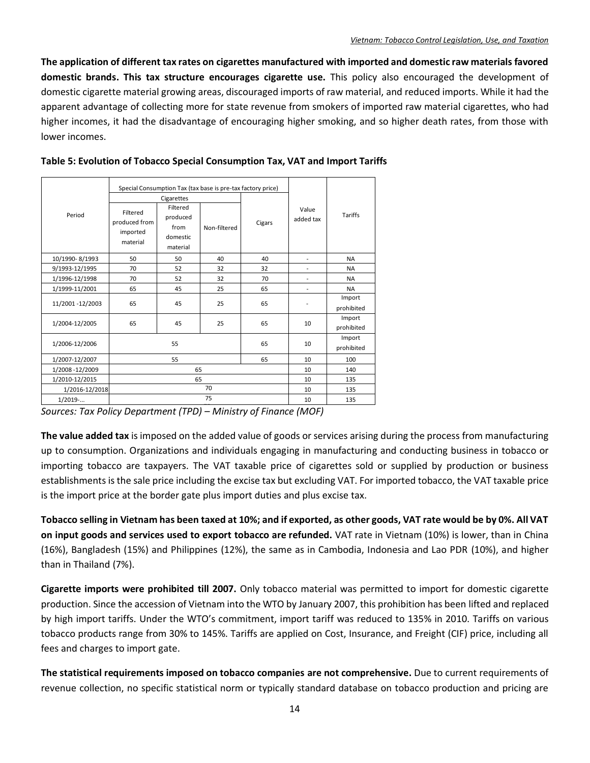**The application of different tax rates on cigarettes manufactured with imported and domestic raw materials favored domestic brands. This tax structure encourages cigarette use.** This policy also encouraged the development of domestic cigarette material growing areas, discouraged imports of raw material, and reduced imports. While it had the apparent advantage of collecting more for state revenue from smokers of imported raw material cigarettes, who had higher incomes, it had the disadvantage of encouraging higher smoking, and so higher death rates, from those with lower incomes.

**Table 5: Evolution of Tobacco Special Consumption Tax, VAT and Import Tariffs**

| Period | Special Consumption Tax (tax base is pre-tax factory price) | | | | Value added tax | Tariffs |
|---|---|---|---|---|---|---|
| | Cigarettes | | | | | |
| | Filtered produced from imported material | Filtered produced from domestic material | Non-filtered | Cigars | | |
| 10/1990- 8/1993 | 50 | 50 | 40 | 40 | - | NA |
| 9/1993-12/1995 | 70 | 52 | 32 | 32 | - | NA |
| 1/1996-12/1998 | 70 | 52 | 32 | 70 | - | NA |
| 1/1999-11/2001 | 65 | 45 | 25 | 65 | - | NA |
| 11/2001 -12/2003 | 65 | 45 | 25 | 65 | - | Import prohibited |
| 1/2004-12/2005 | 65 | 45 | 25 | 65 | 10 | Import prohibited |
| 1/2006-12/2006 | 55 | | | 65 | 10 | Import prohibited |
| 1/2007-12/2007 | 55 | | | 65 | 10 | 100 |
| 1/2008 -12/2009 | 65 | | | | 10 | 140 |
| 1/2010-12/2015 | 65 | | | | 10 | 135 |
| 1/2016-12/2018 | 70 | | | | 10 | 135 |
| 1/2019-... | 75 | | | | 10 | 135 |

*Sources: Tax Policy Department (TPD) – Ministry of Finance (MOF)*

**The value added tax** is imposed on the added value of goods or services arising during the process from manufacturing up to consumption. Organizations and individuals engaging in manufacturing and conducting business in tobacco or importing tobacco are taxpayers. The VAT taxable price of cigarettes sold or supplied by production or business establishments is the sale price including the excise tax but excluding VAT. For imported tobacco, the VAT taxable price is the import price at the border gate plus import duties and plus excise tax.

**Tobacco selling in Vietnam has been taxed at 10%; and if exported, as other goods, VAT rate would be by 0%. All VAT on input goods and services used to export tobacco are refunded.** VAT rate in Vietnam (10%) is lower, than in China (16%), Bangladesh (15%) and Philippines (12%), the same as in Cambodia, Indonesia and Lao PDR (10%), and higher than in Thailand (7%).

**Cigarette imports were prohibited till 2007.** Only tobacco material was permitted to import for domestic cigarette production. Since the accession of Vietnam into the WTO by January 2007, this prohibition has been lifted and replaced by high import tariffs. Under the WTO's commitment, import tariff was reduced to 135% in 2010. Tariffs on various tobacco products range from 30% to 145%. Tariffs are applied on Cost, Insurance, and Freight (CIF) price, including all fees and charges to import gate.

**The statistical requirements imposed on tobacco companies are not comprehensive.** Due to current requirements of revenue collection, no specific statistical norm or typically standard database on tobacco production and pricing are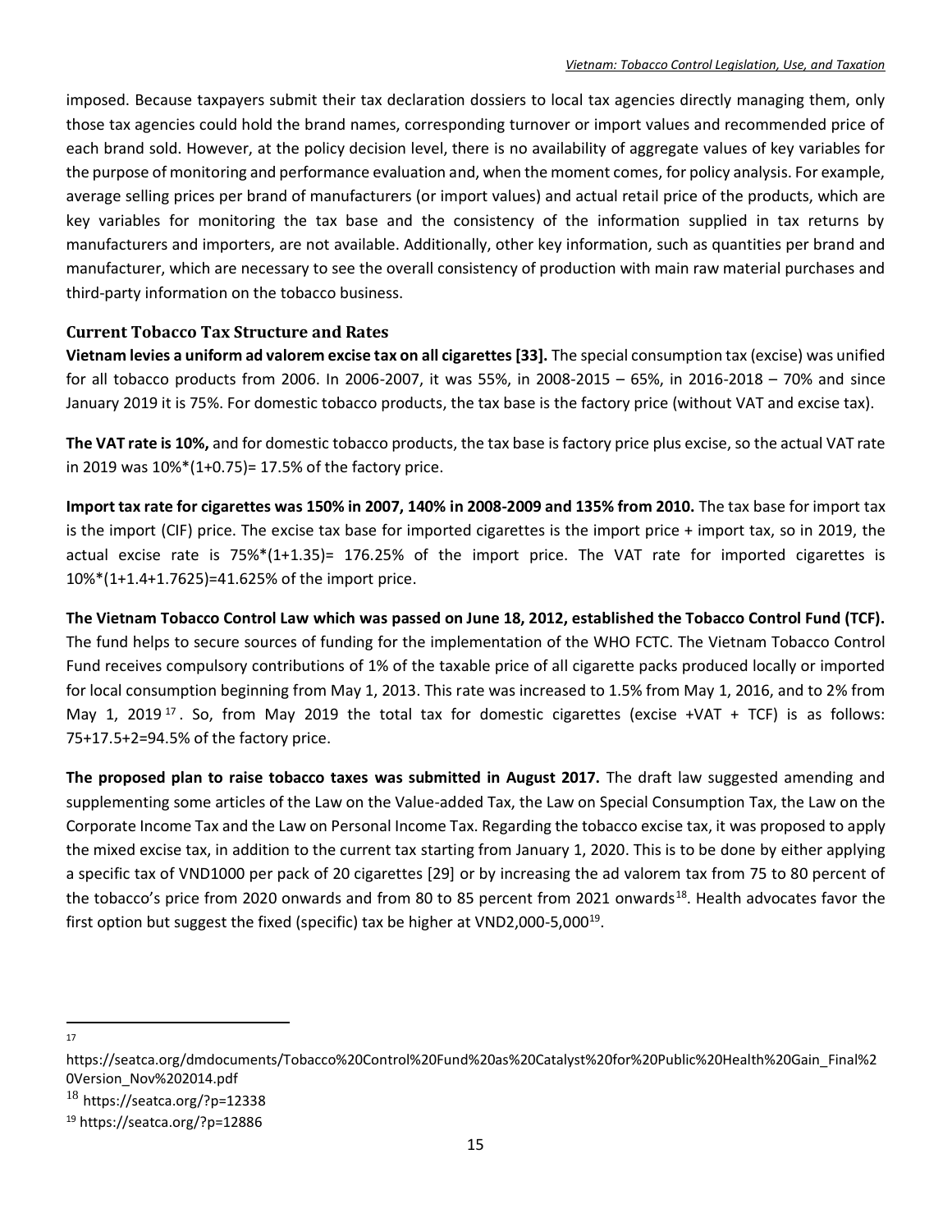imposed. Because taxpayers submit their tax declaration dossiers to local tax agencies directly managing them, only those tax agencies could hold the brand names, corresponding turnover or import values and recommended price of each brand sold. However, at the policy decision level, there is no availability of aggregate values of key variables for the purpose of monitoring and performance evaluation and, when the moment comes, for policy analysis. For example, average selling prices per brand of manufacturers (or import values) and actual retail price of the products, which are key variables for monitoring the tax base and the consistency of the information supplied in tax returns by manufacturers and importers, are not available. Additionally, other key information, such as quantities per brand and manufacturer, which are necessary to see the overall consistency of production with main raw material purchases and third-party information on the tobacco business.

### Current Tobacco Tax Structure and Rates

**Vietnam levies a uniform ad valorem excise tax on all cigarettes [33].** The special consumption tax (excise) was unified for all tobacco products from 2006. In 2006-2007, it was 55%, in 2008-2015 – 65%, in 2016-2018 – 70% and since January 2019 it is 75%. For domestic tobacco products, the tax base is the factory price (without VAT and excise tax).

**The VAT rate is 10%,** and for domestic tobacco products, the tax base is factory price plus excise, so the actual VAT rate in 2019 was 10%*(1+0.75)= 17.5% of the factory price.

**Import tax rate for cigarettes was 150% in 2007, 140% in 2008-2009 and 135% from 2010.** The tax base for import tax is the import (CIF) price. The excise tax base for imported cigarettes is the import price + import tax, so in 2019, the actual excise rate is 75%*(1+1.35)= 176.25% of the import price. The VAT rate for imported cigarettes is 10%*(1+1.4+1.7625)=41.625% of the import price.

**The Vietnam Tobacco Control Law which was passed on June 18, 2012, established the Tobacco Control Fund (TCF).** The fund helps to secure sources of funding for the implementation of the WHO FCTC. The Vietnam Tobacco Control Fund receives compulsory contributions of 1% of the taxable price of all cigarette packs produced locally or imported for local consumption beginning from May 1, 2013. This rate was increased to 1.5% from May 1, 2016, and to 2% from May 1, 2019[17]. So, from May 2019 the total tax for domestic cigarettes (excise +VAT + TCF) is as follows: 75+17.5+2=94.5% of the factory price.

**The proposed plan to raise tobacco taxes was submitted in August 2017.** The draft law suggested amending and supplementing some articles of the Law on the Value-added Tax, the Law on Special Consumption Tax, the Law on the Corporate Income Tax and the Law on Personal Income Tax. Regarding the tobacco excise tax, it was proposed to apply the mixed excise tax, in addition to the current tax starting from January 1, 2020. This is to be done by either applying a specific tax of VND1000 per pack of 20 cigarettes [29] or by increasing the ad valorem tax from 75 to 80 percent of the tobacco's price from 2020 onwards and from 80 to 85 percent from 2021 onwards[18]. Health advocates favor the first option but suggest the fixed (specific) tax be higher at VND2,000-5,000[19].

---

[17] https://seatca.org/dmdocuments/Tobacco%20Control%20Fund%20as%20Catalyst%20for%20Public%20Health%20Gain_Final%20Version_Nov%202014.pdf

[18] https://seatca.org/?p=12338

[19] https://seatca.org/?p=12886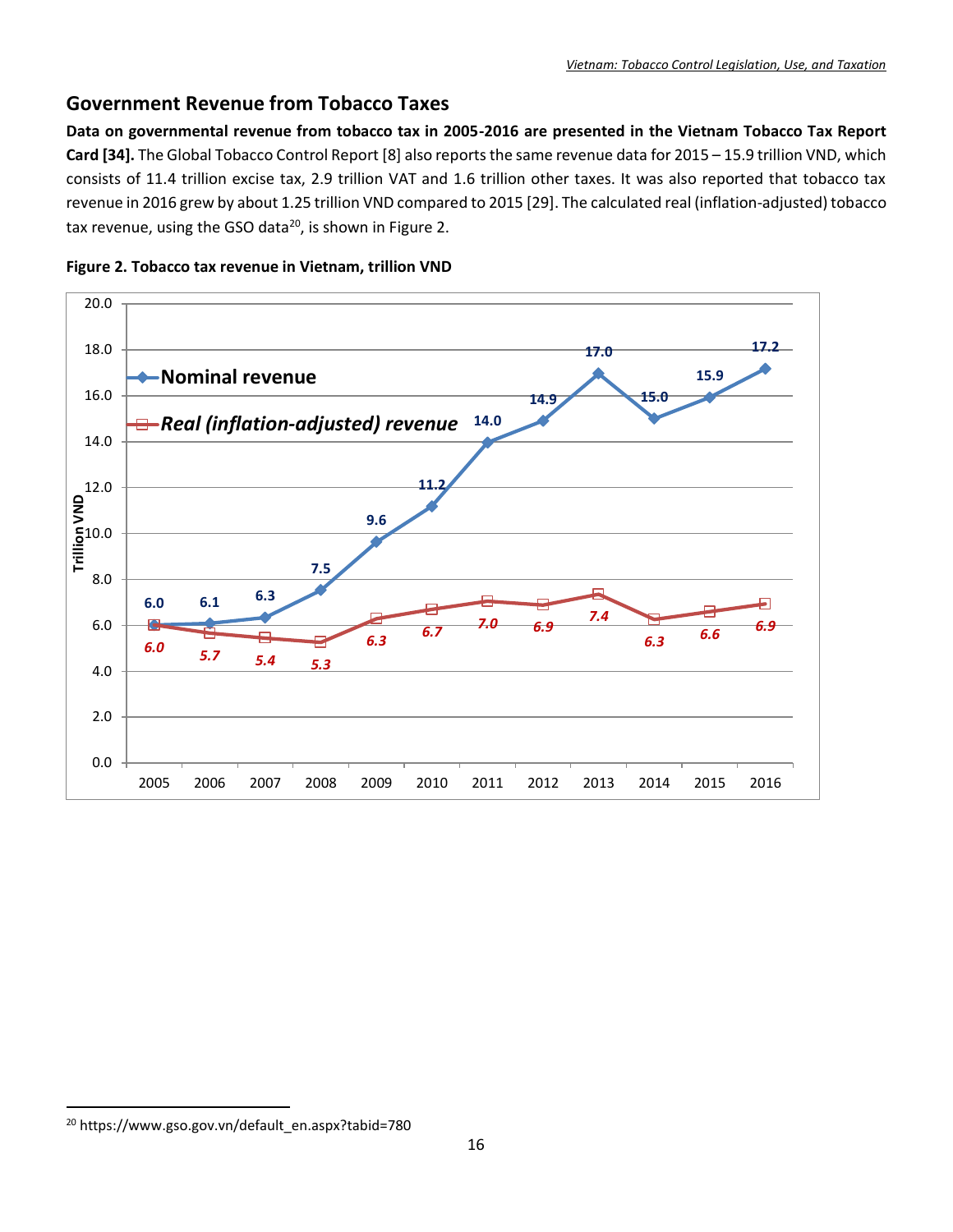## Government Revenue from Tobacco Taxes

**Data on governmental revenue from tobacco tax in 2005-2016 are presented in the Vietnam Tobacco Tax Report Card [34].** The Global Tobacco Control Report [8] also reports the same revenue data for 2015 – 15.9 trillion VND, which consists of 11.4 trillion excise tax, 2.9 trillion VAT and 1.6 trillion other taxes. It was also reported that tobacco tax revenue in 2016 grew by about 1.25 trillion VND compared to 2015 [29]. The calculated real (inflation-adjusted) tobacco tax revenue, using the GSO data[20], is shown in Figure 2.

**Figure 2. Tobacco tax revenue in Vietnam, trillion VND**

| Year | Nominal revenue | Real (inflation-adjusted) revenue |
|---|---|---|
| 2005 | 6.0 | 6.0 |
| 2006 | 6.1 | 5.7 |
| 2007 | 6.3 | 5.4 |
| 2008 | 7.5 | 5.3 |
| 2009 | 9.6 | 6.3 |
| 2010 | 11.2 | 6.7 |
| 2011 | 14.0 | 7.0 |
| 2012 | 14.9 | 6.9 |
| 2013 | 17.0 | 7.4 |
| 2014 | 15.0 | 6.3 |
| 2015 | 15.9 | 6.6 |
| 2016 | 17.2 | 6.9 |

[20] https://www.gso.gov.vn/default_en.aspx?tabid=780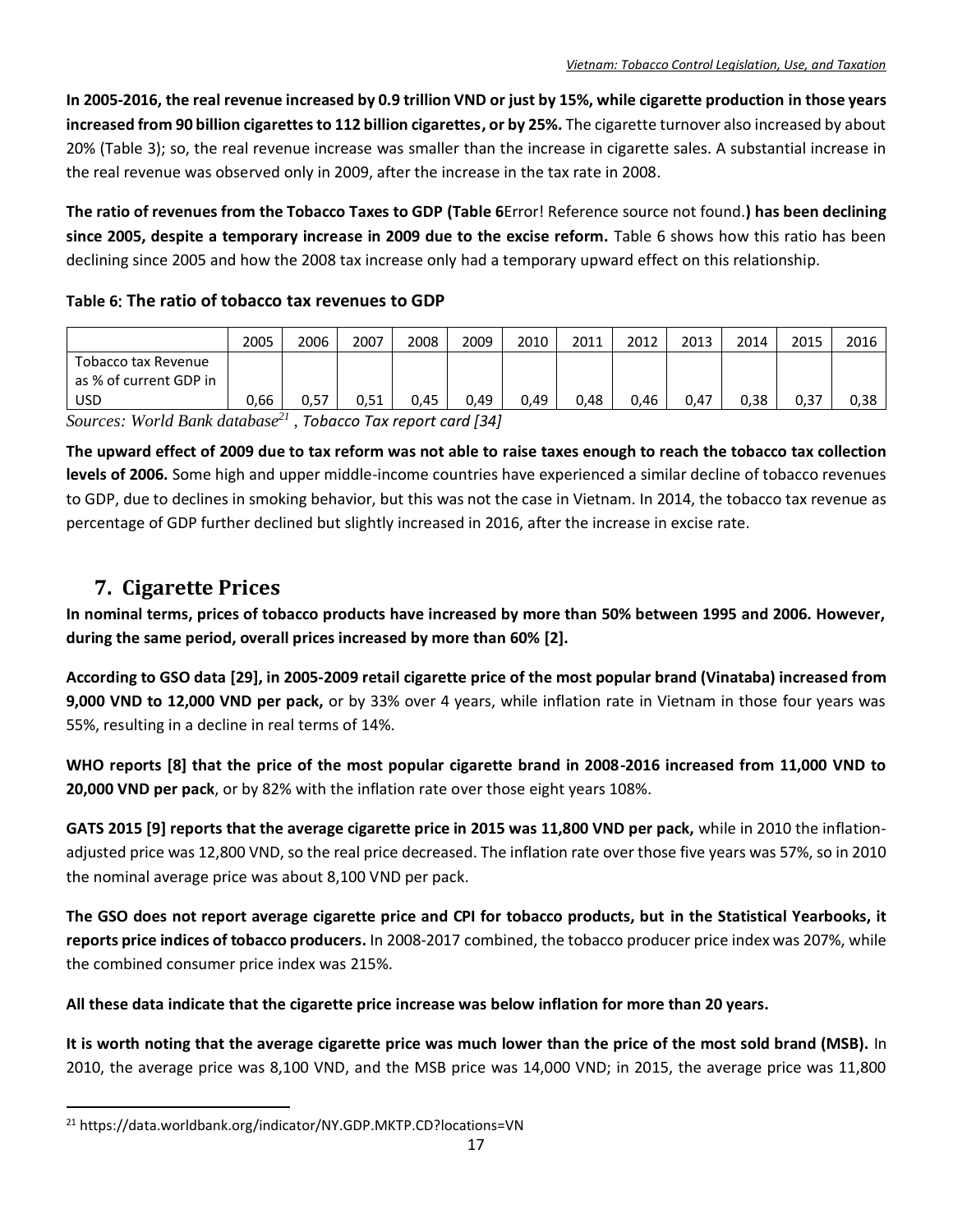**In 2005-2016, the real revenue increased by 0.9 trillion VND or just by 15%, while cigarette production in those years increased from 90 billion cigarettes to 112 billion cigarettes, or by 25%.** The cigarette turnover also increased by about 20% (Table 3); so, the real revenue increase was smaller than the increase in cigarette sales. A substantial increase in the real revenue was observed only in 2009, after the increase in the tax rate in 2008.

**The ratio of revenues from the Tobacco Taxes to GDP (Table 6**Error! Reference source not found.**) has been declining since 2005, despite a temporary increase in 2009 due to the excise reform.** Table 6 shows how this ratio has been declining since 2005 and how the 2008 tax increase only had a temporary upward effect on this relationship.

**Table 6: The ratio of tobacco tax revenues to GDP**

| | 2005 | 2006 | 2007 | 2008 | 2009 | 2010 | 2011 | 2012 | 2013 | 2014 | 2015 | 2016 |
|---|---|---|---|---|---|---|---|---|---|---|---|---|
| Tobacco tax Revenue as % of current GDP in USD | 0,66 | 0,57 | 0,51 | 0,45 | 0,49 | 0,49 | 0,48 | 0,46 | 0,47 | 0,38 | 0,37 | 0,38 |

*Sources: World Bank database[21] , Tobacco Tax report card [34]*

**The upward effect of 2009 due to tax reform was not able to raise taxes enough to reach the tobacco tax collection levels of 2006.** Some high and upper middle-income countries have experienced a similar decline of tobacco revenues to GDP, due to declines in smoking behavior, but this was not the case in Vietnam. In 2014, the tobacco tax revenue as percentage of GDP further declined but slightly increased in 2016, after the increase in excise rate.

## 7. Cigarette Prices

**In nominal terms, prices of tobacco products have increased by more than 50% between 1995 and 2006. However, during the same period, overall prices increased by more than 60% [2].**

**According to GSO data [29], in 2005-2009 retail cigarette price of the most popular brand (Vinataba) increased from 9,000 VND to 12,000 VND per pack,** or by 33% over 4 years, while inflation rate in Vietnam in those four years was 55%, resulting in a decline in real terms of 14%.

**WHO reports [8] that the price of the most popular cigarette brand in 2008-2016 increased from 11,000 VND to 20,000 VND per pack**, or by 82% with the inflation rate over those eight years 108%.

**GATS 2015 [9] reports that the average cigarette price in 2015 was 11,800 VND per pack,** while in 2010 the inflation-adjusted price was 12,800 VND, so the real price decreased. The inflation rate over those five years was 57%, so in 2010 the nominal average price was about 8,100 VND per pack.

**The GSO does not report average cigarette price and CPI for tobacco products, but in the Statistical Yearbooks, it reports price indices of tobacco producers.** In 2008-2017 combined, the tobacco producer price index was 207%, while the combined consumer price index was 215%.

**All these data indicate that the cigarette price increase was below inflation for more than 20 years.**

**It is worth noting that the average cigarette price was much lower than the price of the most sold brand (MSB).** In 2010, the average price was 8,100 VND, and the MSB price was 14,000 VND; in 2015, the average price was 11,800

[21] https://data.worldbank.org/indicator/NY.GDP.MKTP.CD?locations=VN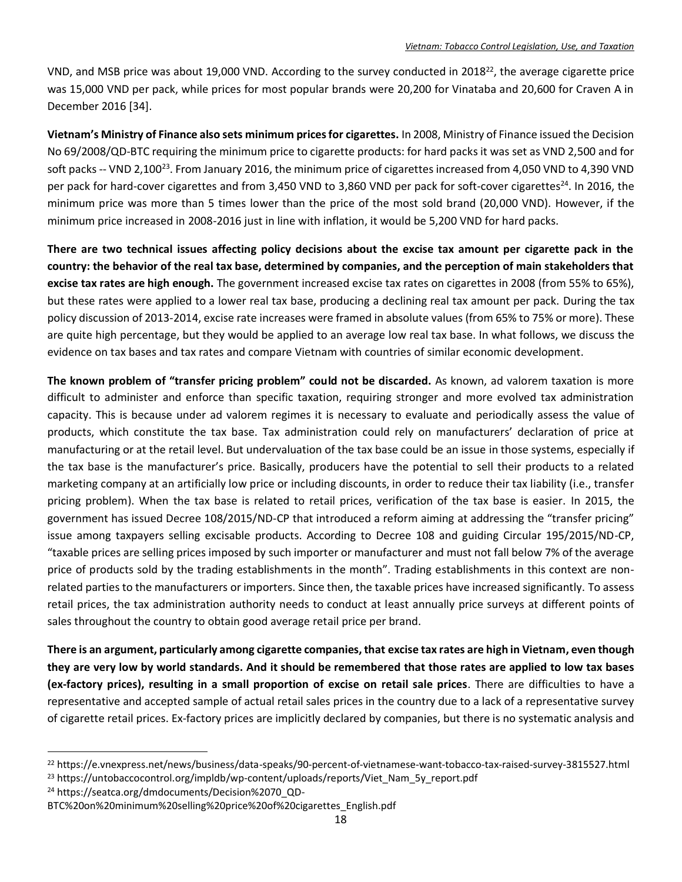VND, and MSB price was about 19,000 VND. According to the survey conducted in 2018[22], the average cigarette price was 15,000 VND per pack, while prices for most popular brands were 20,200 for Vinataba and 20,600 for Craven A in December 2016 [34].

**Vietnam's Ministry of Finance also sets minimum prices for cigarettes.** In 2008, Ministry of Finance issued the Decision No 69/2008/QD-BTC requiring the minimum price to cigarette products: for hard packs it was set as VND 2,500 and for soft packs -- VND 2,100[23]. From January 2016, the minimum price of cigarettes increased from 4,050 VND to 4,390 VND per pack for hard-cover cigarettes and from 3,450 VND to 3,860 VND per pack for soft-cover cigarettes[24]. In 2016, the minimum price was more than 5 times lower than the price of the most sold brand (20,000 VND). However, if the minimum price increased in 2008-2016 just in line with inflation, it would be 5,200 VND for hard packs.

**There are two technical issues affecting policy decisions about the excise tax amount per cigarette pack in the country: the behavior of the real tax base, determined by companies, and the perception of main stakeholders that excise tax rates are high enough.** The government increased excise tax rates on cigarettes in 2008 (from 55% to 65%), but these rates were applied to a lower real tax base, producing a declining real tax amount per pack. During the tax policy discussion of 2013-2014, excise rate increases were framed in absolute values (from 65% to 75% or more). These are quite high percentage, but they would be applied to an average low real tax base. In what follows, we discuss the evidence on tax bases and tax rates and compare Vietnam with countries of similar economic development.

**The known problem of "transfer pricing problem" could not be discarded.** As known, ad valorem taxation is more difficult to administer and enforce than specific taxation, requiring stronger and more evolved tax administration capacity. This is because under ad valorem regimes it is necessary to evaluate and periodically assess the value of products, which constitute the tax base. Tax administration could rely on manufacturers' declaration of price at manufacturing or at the retail level. But undervaluation of the tax base could be an issue in those systems, especially if the tax base is the manufacturer's price. Basically, producers have the potential to sell their products to a related marketing company at an artificially low price or including discounts, in order to reduce their tax liability (i.e., transfer pricing problem). When the tax base is related to retail prices, verification of the tax base is easier. In 2015, the government has issued Decree 108/2015/ND-CP that introduced a reform aiming at addressing the "transfer pricing" issue among taxpayers selling excisable products. According to Decree 108 and guiding Circular 195/2015/ND-CP, "taxable prices are selling prices imposed by such importer or manufacturer and must not fall below 7% of the average price of products sold by the trading establishments in the month". Trading establishments in this context are non-related parties to the manufacturers or importers. Since then, the taxable prices have increased significantly. To assess retail prices, the tax administration authority needs to conduct at least annually price surveys at different points of sales throughout the country to obtain good average retail price per brand.

**There is an argument, particularly among cigarette companies, that excise tax rates are high in Vietnam, even though they are very low by world standards. And it should be remembered that those rates are applied to low tax bases (ex-factory prices), resulting in a small proportion of excise on retail sale prices**. There are difficulties to have a representative and accepted sample of actual retail sales prices in the country due to a lack of a representative survey of cigarette retail prices. Ex-factory prices are implicitly declared by companies, but there is no systematic analysis and

---

[22] https://e.vnexpress.net/news/business/data-speaks/90-percent-of-vietnamese-want-tobacco-tax-raised-survey-3815527.html

[23] https://untobaccocontrol.org/impldb/wp-content/uploads/reports/Viet_Nam_5y_report.pdf

[24] https://seatca.org/dmdocuments/Decision%2070_QD-BTC%20on%20minimum%20selling%20price%20of%20cigarettes_English.pdf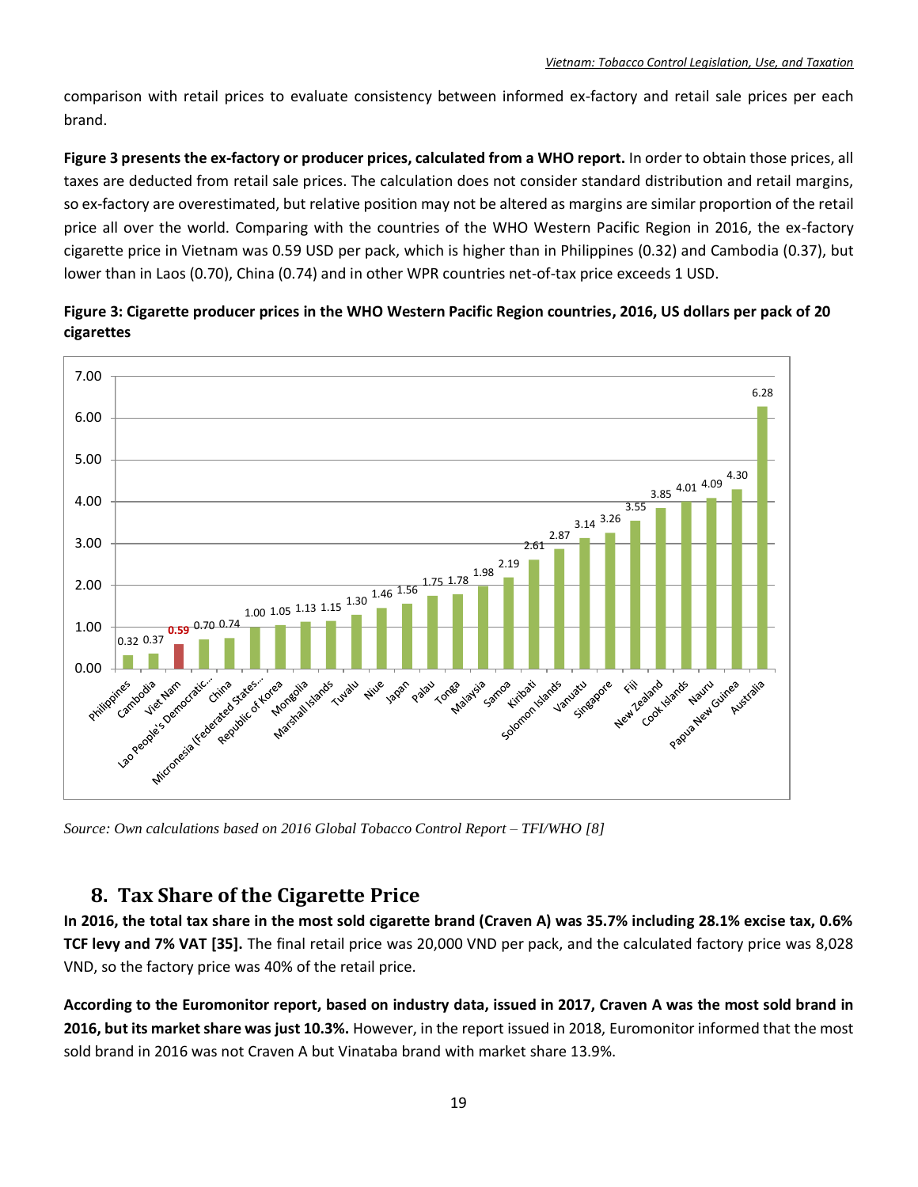comparison with retail prices to evaluate consistency between informed ex-factory and retail sale prices per each brand.

**Figure 3 presents the ex-factory or producer prices, calculated from a WHO report.** In order to obtain those prices, all taxes are deducted from retail sale prices. The calculation does not consider standard distribution and retail margins, so ex-factory are overestimated, but relative position may not be altered as margins are similar proportion of the retail price all over the world. Comparing with the countries of the WHO Western Pacific Region in 2016, the ex-factory cigarette price in Vietnam was 0.59 USD per pack, which is higher than in Philippines (0.32) and Cambodia (0.37), but lower than in Laos (0.70), China (0.74) and in other WPR countries net-of-tax price exceeds 1 USD.

**Figure 3: Cigarette producer prices in the WHO Western Pacific Region countries, 2016, US dollars per pack of 20 cigarettes**

| Country | Price (USD) |
|---|---|
| Philippines | 0.32 |
| Cambodia | 0.37 |
| Viet Nam | 0.59 |
| Lao People's Democratic... | 0.70 |
| China | 0.74 |
| Micronesia (Federated States... | 1.00 |
| Republic of Korea | 1.05 |
| Mongolia | 1.13 |
| Marshall Islands | 1.15 |
| Tuvalu | 1.30 |
| Niue | 1.46 |
| Japan | 1.56 |
| Palau | 1.75 |
| Tonga | 1.78 |
| Malaysia | 1.98 |
| Samoa | 2.19 |
| Kiribati | 2.61 |
| Solomon Islands | 2.87 |
| Vanuatu | 3.14 |
| Singapore | 3.26 |
| Fiji | 3.55 |
| New Zealand | 3.85 |
| Cook Islands | 4.01 |
| Nauru | 4.09 |
| Papua New Guinea | 4.30 |
| Australia | 6.28 |

*Source: Own calculations based on 2016 Global Tobacco Control Report – TFI/WHO [8]*

## 8. Tax Share of the Cigarette Price

**In 2016, the total tax share in the most sold cigarette brand (Craven A) was 35.7% including 28.1% excise tax, 0.6% TCF levy and 7% VAT [35].** The final retail price was 20,000 VND per pack, and the calculated factory price was 8,028 VND, so the factory price was 40% of the retail price.

**According to the Euromonitor report, based on industry data, issued in 2017, Craven A was the most sold brand in 2016, but its market share was just 10.3%.** However, in the report issued in 2018, Euromonitor informed that the most sold brand in 2016 was not Craven A but Vinataba brand with market share 13.9%.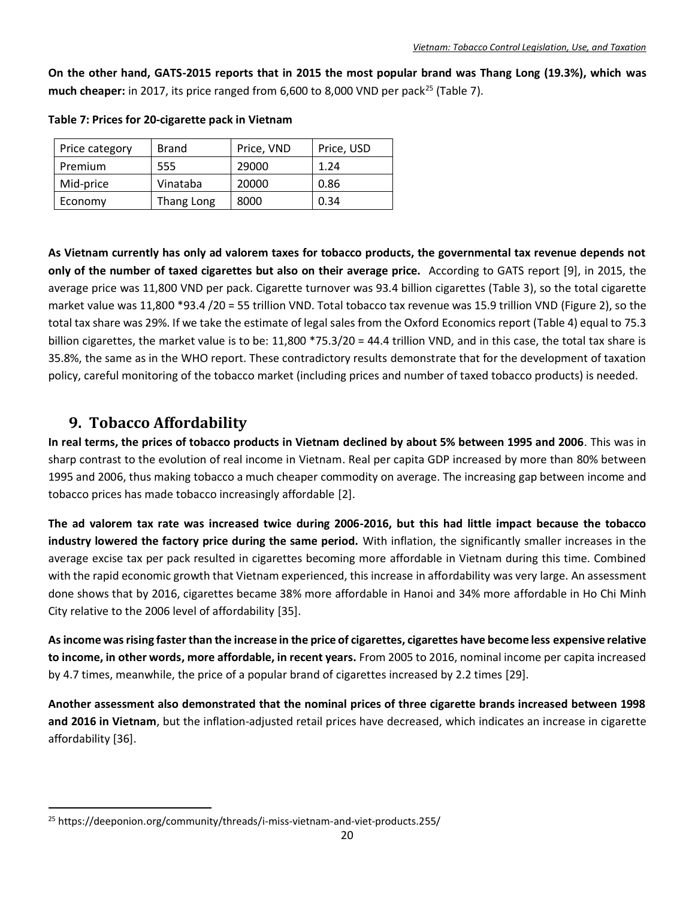**On the other hand, GATS-2015 reports that in 2015 the most popular brand was Thang Long (19.3%), which was much cheaper:** in 2017, its price ranged from 6,600 to 8,000 VND per pack[25] (Table 7).

**Table 7: Prices for 20-cigarette pack in Vietnam**

| Price category | Brand | Price, VND | Price, USD |
|---|---|---|---|
| Premium | 555 | 29000 | 1.24 |
| Mid-price | Vinataba | 20000 | 0.86 |
| Economy | Thang Long | 8000 | 0.34 |

**As Vietnam currently has only ad valorem taxes for tobacco products, the governmental tax revenue depends not only of the number of taxed cigarettes but also on their average price.** According to GATS report [9], in 2015, the average price was 11,800 VND per pack. Cigarette turnover was 93.4 billion cigarettes (Table 3), so the total cigarette market value was 11,800 *93.4 /20 = 55 trillion VND. Total tobacco tax revenue was 15.9 trillion VND (Figure 2), so the total tax share was 29%. If we take the estimate of legal sales from the Oxford Economics report (Table 4) equal to 75.3 billion cigarettes, the market value is to be: 11,800 *75.3/20 = 44.4 trillion VND, and in this case, the total tax share is 35.8%, the same as in the WHO report. These contradictory results demonstrate that for the development of taxation policy, careful monitoring of the tobacco market (including prices and number of taxed tobacco products) is needed.

## 9. Tobacco Affordability

**In real terms, the prices of tobacco products in Vietnam declined by about 5% between 1995 and 2006**. This was in sharp contrast to the evolution of real income in Vietnam. Real per capita GDP increased by more than 80% between 1995 and 2006, thus making tobacco a much cheaper commodity on average. The increasing gap between income and tobacco prices has made tobacco increasingly affordable [2].

**The ad valorem tax rate was increased twice during 2006-2016, but this had little impact because the tobacco industry lowered the factory price during the same period.** With inflation, the significantly smaller increases in the average excise tax per pack resulted in cigarettes becoming more affordable in Vietnam during this time. Combined with the rapid economic growth that Vietnam experienced, this increase in affordability was very large. An assessment done shows that by 2016, cigarettes became 38% more affordable in Hanoi and 34% more affordable in Ho Chi Minh City relative to the 2006 level of affordability [35].

**As income was rising faster than the increase in the price of cigarettes, cigarettes have become less expensive relative to income, in other words, more affordable, in recent years.** From 2005 to 2016, nominal income per capita increased by 4.7 times, meanwhile, the price of a popular brand of cigarettes increased by 2.2 times [29].

**Another assessment also demonstrated that the nominal prices of three cigarette brands increased between 1998 and 2016 in Vietnam**, but the inflation-adjusted retail prices have decreased, which indicates an increase in cigarette affordability [36].

[25] https://deeponion.org/community/threads/i-miss-vietnam-and-viet-products.255/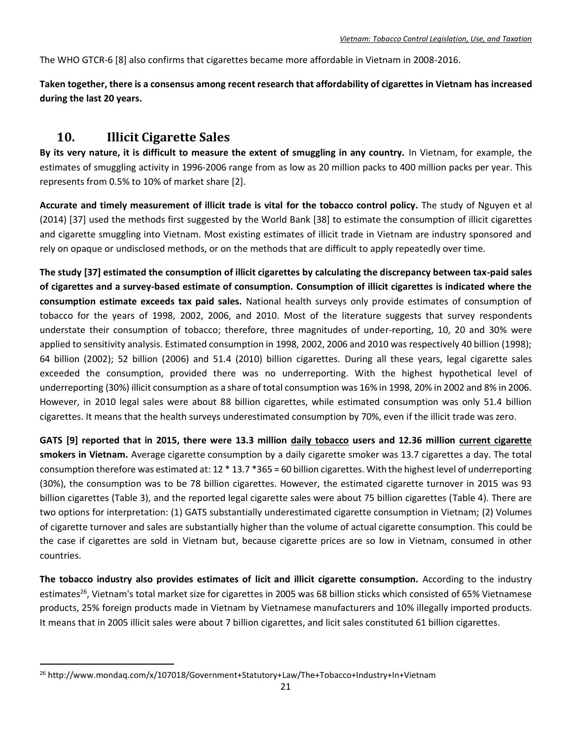The WHO GTCR-6 [8] also confirms that cigarettes became more affordable in Vietnam in 2008-2016.

**Taken together, there is a consensus among recent research that affordability of cigarettes in Vietnam has increased during the last 20 years.**

## 10. Illicit Cigarette Sales

**By its very nature, it is difficult to measure the extent of smuggling in any country.** In Vietnam, for example, the estimates of smuggling activity in 1996-2006 range from as low as 20 million packs to 400 million packs per year. This represents from 0.5% to 10% of market share [2].

**Accurate and timely measurement of illicit trade is vital for the tobacco control policy.** The study of Nguyen et al (2014) [37] used the methods first suggested by the World Bank [38] to estimate the consumption of illicit cigarettes and cigarette smuggling into Vietnam. Most existing estimates of illicit trade in Vietnam are industry sponsored and rely on opaque or undisclosed methods, or on the methods that are difficult to apply repeatedly over time.

**The study [37] estimated the consumption of illicit cigarettes by calculating the discrepancy between tax-paid sales of cigarettes and a survey-based estimate of consumption. Consumption of illicit cigarettes is indicated where the consumption estimate exceeds tax paid sales.** National health surveys only provide estimates of consumption of tobacco for the years of 1998, 2002, 2006, and 2010. Most of the literature suggests that survey respondents understate their consumption of tobacco; therefore, three magnitudes of under-reporting, 10, 20 and 30% were applied to sensitivity analysis. Estimated consumption in 1998, 2002, 2006 and 2010 was respectively 40 billion (1998); 64 billion (2002); 52 billion (2006) and 51.4 (2010) billion cigarettes. During all these years, legal cigarette sales exceeded the consumption, provided there was no underreporting. With the highest hypothetical level of underreporting (30%) illicit consumption as a share of total consumption was 16% in 1998, 20% in 2002 and 8% in 2006. However, in 2010 legal sales were about 88 billion cigarettes, while estimated consumption was only 51.4 billion cigarettes. It means that the health surveys underestimated consumption by 70%, even if the illicit trade was zero.

**GATS [9] reported that in 2015, there were 13.3 million <u>daily tobacco</u> users and 12.36 million <u>current cigarette</u> smokers in Vietnam.** Average cigarette consumption by a daily cigarette smoker was 13.7 cigarettes a day. The total consumption therefore was estimated at: 12 * 13.7 *365 = 60 billion cigarettes. With the highest level of underreporting (30%), the consumption was to be 78 billion cigarettes. However, the estimated cigarette turnover in 2015 was 93 billion cigarettes (Table 3), and the reported legal cigarette sales were about 75 billion cigarettes (Table 4). There are two options for interpretation: (1) GATS substantially underestimated cigarette consumption in Vietnam; (2) Volumes of cigarette turnover and sales are substantially higher than the volume of actual cigarette consumption. This could be the case if cigarettes are sold in Vietnam but, because cigarette prices are so low in Vietnam, consumed in other countries.

**The tobacco industry also provides estimates of licit and illicit cigarette consumption.** According to the industry estimates[26], Vietnam's total market size for cigarettes in 2005 was 68 billion sticks which consisted of 65% Vietnamese products, 25% foreign products made in Vietnam by Vietnamese manufacturers and 10% illegally imported products. It means that in 2005 illicit sales were about 7 billion cigarettes, and licit sales constituted 61 billion cigarettes.

[26] http://www.mondaq.com/x/107018/Government+Statutory+Law/The+Tobacco+Industry+In+Vietnam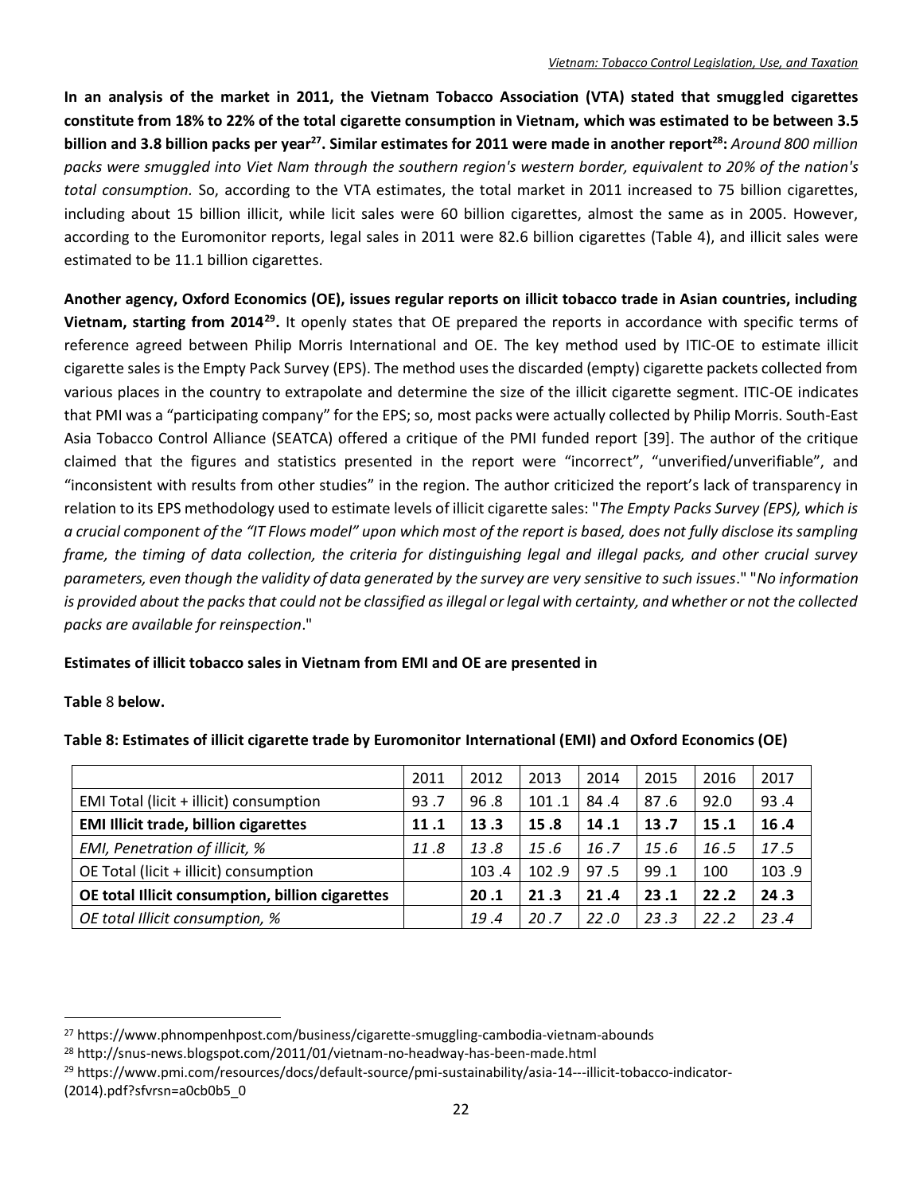**In an analysis of the market in 2011, the Vietnam Tobacco Association (VTA) stated that smuggled cigarettes constitute from 18% to 22% of the total cigarette consumption in Vietnam, which was estimated to be between 3.5 billion and 3.8 billion packs per year[27]. Similar estimates for 2011 were made in another report[28]:** *Around 800 million packs were smuggled into Viet Nam through the southern region's western border, equivalent to 20% of the nation's total consumption.* So, according to the VTA estimates, the total market in 2011 increased to 75 billion cigarettes, including about 15 billion illicit, while licit sales were 60 billion cigarettes, almost the same as in 2005. However, according to the Euromonitor reports, legal sales in 2011 were 82.6 billion cigarettes (Table 4), and illicit sales were estimated to be 11.1 billion cigarettes.

**Another agency, Oxford Economics (OE), issues regular reports on illicit tobacco trade in Asian countries, including Vietnam, starting from 2014[29].** It openly states that OE prepared the reports in accordance with specific terms of reference agreed between Philip Morris International and OE. The key method used by ITIC-OE to estimate illicit cigarette sales is the Empty Pack Survey (EPS). The method uses the discarded (empty) cigarette packets collected from various places in the country to extrapolate and determine the size of the illicit cigarette segment. ITIC-OE indicates that PMI was a "participating company" for the EPS; so, most packs were actually collected by Philip Morris. South-East Asia Tobacco Control Alliance (SEATCA) offered a critique of the PMI funded report [39]. The author of the critique claimed that the figures and statistics presented in the report were "incorrect", "unverified/unverifiable", and "inconsistent with results from other studies" in the region. The author criticized the report's lack of transparency in relation to its EPS methodology used to estimate levels of illicit cigarette sales: "*The Empty Packs Survey (EPS), which is a crucial component of the "IT Flows model" upon which most of the report is based, does not fully disclose its sampling frame, the timing of data collection, the criteria for distinguishing legal and illegal packs, and other crucial survey parameters, even though the validity of data generated by the survey are very sensitive to such issues*." "*No information is provided about the packs that could not be classified as illegal or legal with certainty, and whether or not the collected packs are available for reinspection*."

**Estimates of illicit tobacco sales in Vietnam from EMI and OE are presented in**

**Table** 8 **below.**

**Table 8: Estimates of illicit cigarette trade by Euromonitor International (EMI) and Oxford Economics (OE)**

| | 2011 | 2012 | 2013 | 2014 | 2015 | 2016 | 2017 |
|---|---|---|---|---|---|---|---|
| EMI Total (licit + illicit) consumption | 93 .7 | 96 .8 | 101 .1 | 84 .4 | 87 .6 | 92.0 | 93 .4 |
| **EMI Illicit trade, billion cigarettes** | **11 .1** | **13 .3** | **15 .8** | **14 .1** | **13 .7** | **15 .1** | **16 .4** |
| *EMI, Penetration of illicit, %* | *11 .8* | *13 .8* | *15 .6* | *16 .7* | *15 .6* | *16 .5* | *17 .5* |
| OE Total (licit + illicit) consumption | | 103 .4 | 102 .9 | 97 .5 | 99 .1 | 100 | 103 .9 |
| **OE total Illicit consumption, billion cigarettes** | | **20 .1** | **21 .3** | **21 .4** | **23 .1** | **22 .2** | **24 .3** |
| *OE total Illicit consumption, %* | | *19 .4* | *20 .7* | *22 .0* | *23 .3* | *22 .2* | *23 .4* |

[27] https://www.phnompenhpost.com/business/cigarette-smuggling-cambodia-vietnam-abounds

[28] http://snus-news.blogspot.com/2011/01/vietnam-no-headway-has-been-made.html

[29] https://www.pmi.com/resources/docs/default-source/pmi-sustainability/asia-14---illicit-tobacco-indicator-(2014).pdf?sfvrsn=a0cb0b5_0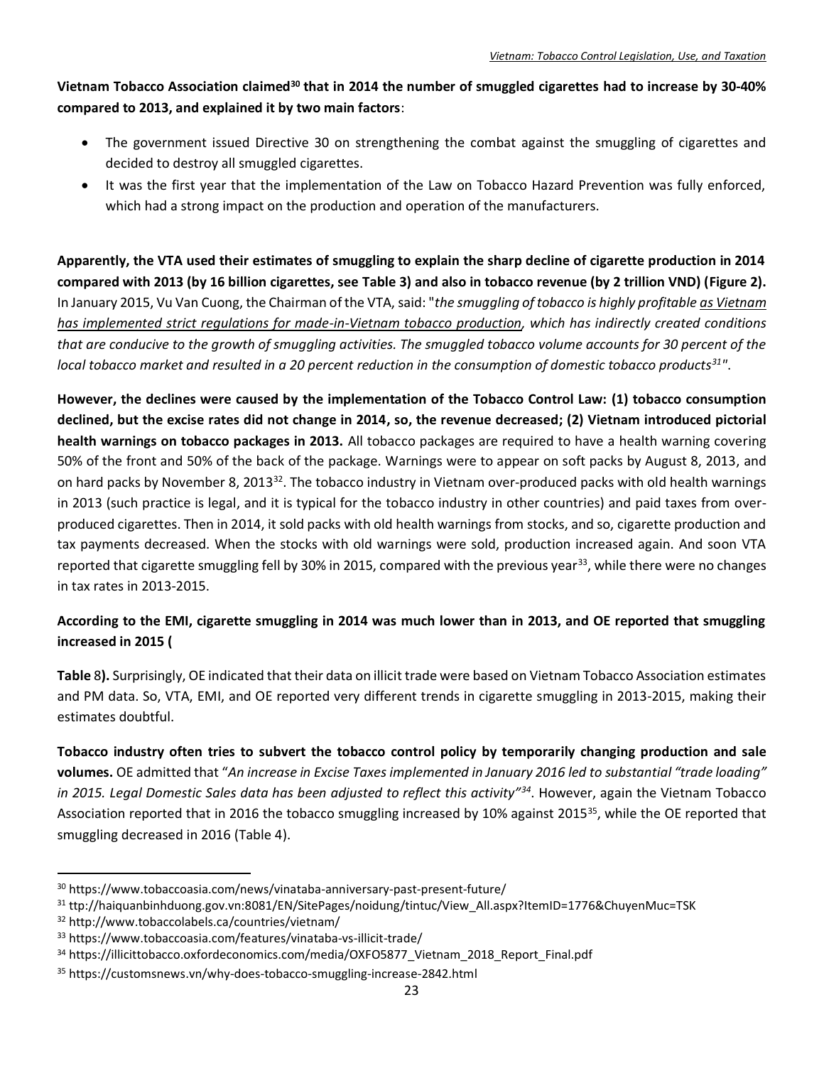**Vietnam Tobacco Association claimed[30] that in 2014 the number of smuggled cigarettes had to increase by 30-40% compared to 2013, and explained it by two main factors**:

- The government issued Directive 30 on strengthening the combat against the smuggling of cigarettes and decided to destroy all smuggled cigarettes.
- It was the first year that the implementation of the Law on Tobacco Hazard Prevention was fully enforced, which had a strong impact on the production and operation of the manufacturers.

**Apparently, the VTA used their estimates of smuggling to explain the sharp decline of cigarette production in 2014 compared with 2013 (by 16 billion cigarettes, see Table 3) and also in tobacco revenue (by 2 trillion VND) (Figure 2).** In January 2015, Vu Van Cuong, the Chairman of the VTA, said: "*the smuggling of tobacco is highly profitable as Vietnam has implemented strict regulations for made-in-Vietnam tobacco production, which has indirectly created conditions that are conducive to the growth of smuggling activities. The smuggled tobacco volume accounts for 30 percent of the local tobacco market and resulted in a 20 percent reduction in the consumption of domestic tobacco products[31]*".

**However, the declines were caused by the implementation of the Tobacco Control Law: (1) tobacco consumption declined, but the excise rates did not change in 2014, so, the revenue decreased; (2) Vietnam introduced pictorial health warnings on tobacco packages in 2013.** All tobacco packages are required to have a health warning covering 50% of the front and 50% of the back of the package. Warnings were to appear on soft packs by August 8, 2013, and on hard packs by November 8, 2013[32]. The tobacco industry in Vietnam over-produced packs with old health warnings in 2013 (such practice is legal, and it is typical for the tobacco industry in other countries) and paid taxes from over-produced cigarettes. Then in 2014, it sold packs with old health warnings from stocks, and so, cigarette production and tax payments decreased. When the stocks with old warnings were sold, production increased again. And soon VTA reported that cigarette smuggling fell by 30% in 2015, compared with the previous year[33], while there were no changes in tax rates in 2013-2015.

**According to the EMI, cigarette smuggling in 2014 was much lower than in 2013, and OE reported that smuggling increased in 2015 (Table 8).** Surprisingly, OE indicated that their data on illicit trade were based on Vietnam Tobacco Association estimates and PM data. So, VTA, EMI, and OE reported very different trends in cigarette smuggling in 2013-2015, making their estimates doubtful.

**Tobacco industry often tries to subvert the tobacco control policy by temporarily changing production and sale volumes.** OE admitted that "*An increase in Excise Taxes implemented in January 2016 led to substantial "trade loading" in 2015. Legal Domestic Sales data has been adjusted to reflect this activity"[34]*. However, again the Vietnam Tobacco Association reported that in 2016 the tobacco smuggling increased by 10% against 2015[35], while the OE reported that smuggling decreased in 2016 (Table 4).

[30] https://www.tobaccoasia.com/news/vinataba-anniversary-past-present-future/

[31] ttp://haiquanbinhduong.gov.vn:8081/EN/SitePages/noidung/tintuc/View_All.aspx?ItemID=1776&ChuyenMuc=TSK

[32] http://www.tobaccolabels.ca/countries/vietnam/

[33] https://www.tobaccoasia.com/features/vinataba-vs-illicit-trade/

[34] https://illicittobacco.oxfordeconomics.com/media/OXFO5877_Vietnam_2018_Report_Final.pdf

[35] https://customsnews.vn/why-does-tobacco-smuggling-increase-2842.html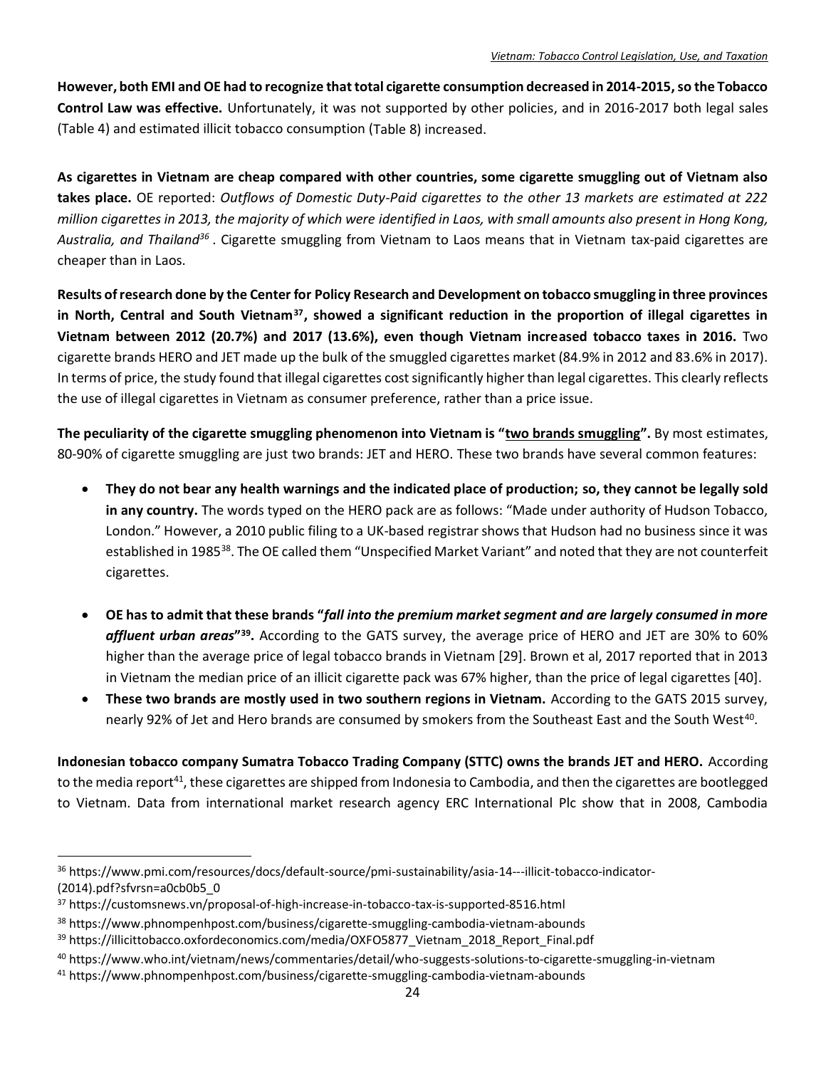**However, both EMI and OE had to recognize that total cigarette consumption decreased in 2014-2015, so the Tobacco Control Law was effective.** Unfortunately, it was not supported by other policies, and in 2016-2017 both legal sales (Table 4) and estimated illicit tobacco consumption (Table 8) increased.

**As cigarettes in Vietnam are cheap compared with other countries, some cigarette smuggling out of Vietnam also takes place.** OE reported: *Outflows of Domestic Duty-Paid cigarettes to the other 13 markets are estimated at 222 million cigarettes in 2013, the majority of which were identified in Laos, with small amounts also present in Hong Kong, Australia, and Thailand*[36] . Cigarette smuggling from Vietnam to Laos means that in Vietnam tax-paid cigarettes are cheaper than in Laos.

**Results of research done by the Center for Policy Research and Development on tobacco smuggling in three provinces in North, Central and South Vietnam**[37]**, showed a significant reduction in the proportion of illegal cigarettes in Vietnam between 2012 (20.7%) and 2017 (13.6%), even though Vietnam increased tobacco taxes in 2016.** Two cigarette brands HERO and JET made up the bulk of the smuggled cigarettes market (84.9% in 2012 and 83.6% in 2017). In terms of price, the study found that illegal cigarettes cost significantly higher than legal cigarettes. This clearly reflects the use of illegal cigarettes in Vietnam as consumer preference, rather than a price issue.

**The peculiarity of the cigarette smuggling phenomenon into Vietnam is "two brands smuggling".** By most estimates, 80-90% of cigarette smuggling are just two brands: JET and HERO. These two brands have several common features:

- **They do not bear any health warnings and the indicated place of production; so, they cannot be legally sold in any country.** The words typed on the HERO pack are as follows: "Made under authority of Hudson Tobacco, London." However, a 2010 public filing to a UK-based registrar shows that Hudson had no business since it was established in 1985[38]. The OE called them "Unspecified Market Variant" and noted that they are not counterfeit cigarettes.

- **OE has to admit that these brands "*fall into the premium market segment and are largely consumed in more affluent urban areas*"**[39]**.** According to the GATS survey, the average price of HERO and JET are 30% to 60% higher than the average price of legal tobacco brands in Vietnam [29]. Brown et al, 2017 reported that in 2013 in Vietnam the median price of an illicit cigarette pack was 67% higher, than the price of legal cigarettes [40].
- **These two brands are mostly used in two southern regions in Vietnam.** According to the GATS 2015 survey, nearly 92% of Jet and Hero brands are consumed by smokers from the Southeast East and the South West[40].

**Indonesian tobacco company Sumatra Tobacco Trading Company (STTC) owns the brands JET and HERO.** According to the media report[41], these cigarettes are shipped from Indonesia to Cambodia, and then the cigarettes are bootlegged to Vietnam. Data from international market research agency ERC International Plc show that in 2008, Cambodia

---

[36] https://www.pmi.com/resources/docs/default-source/pmi-sustainability/asia-14---illicit-tobacco-indicator-(2014).pdf?sfvrsn=a0cb0b5_0

[37] https://customsnews.vn/proposal-of-high-increase-in-tobacco-tax-is-supported-8516.html

[38] https://www.phnompenhpost.com/business/cigarette-smuggling-cambodia-vietnam-abounds

[39] https://illicittobacco.oxfordeconomics.com/media/OXFO5877_Vietnam_2018_Report_Final.pdf

[40] https://www.who.int/vietnam/news/commentaries/detail/who-suggests-solutions-to-cigarette-smuggling-in-vietnam

[41] https://www.phnompenhpost.com/business/cigarette-smuggling-cambodia-vietnam-abounds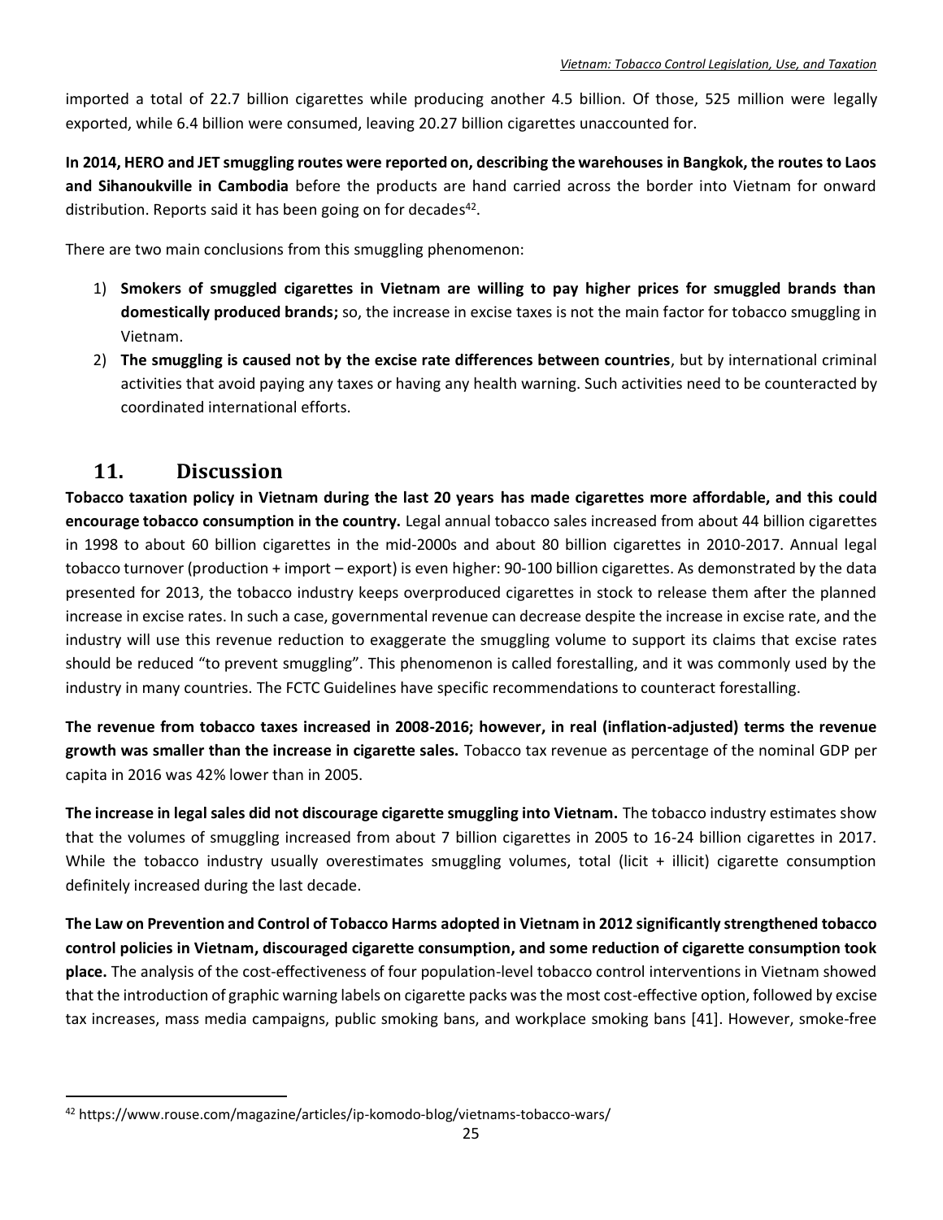imported a total of 22.7 billion cigarettes while producing another 4.5 billion. Of those, 525 million were legally exported, while 6.4 billion were consumed, leaving 20.27 billion cigarettes unaccounted for.

**In 2014, HERO and JET smuggling routes were reported on, describing the warehouses in Bangkok, the routes to Laos and Sihanoukville in Cambodia** before the products are hand carried across the border into Vietnam for onward distribution. Reports said it has been going on for decades[42].

There are two main conclusions from this smuggling phenomenon:

1) **Smokers of smuggled cigarettes in Vietnam are willing to pay higher prices for smuggled brands than domestically produced brands;** so, the increase in excise taxes is not the main factor for tobacco smuggling in Vietnam.
2) **The smuggling is caused not by the excise rate differences between countries**, but by international criminal activities that avoid paying any taxes or having any health warning. Such activities need to be counteracted by coordinated international efforts.

## 11. Discussion

**Tobacco taxation policy in Vietnam during the last 20 years has made cigarettes more affordable, and this could encourage tobacco consumption in the country.** Legal annual tobacco sales increased from about 44 billion cigarettes in 1998 to about 60 billion cigarettes in the mid-2000s and about 80 billion cigarettes in 2010-2017. Annual legal tobacco turnover (production + import – export) is even higher: 90-100 billion cigarettes. As demonstrated by the data presented for 2013, the tobacco industry keeps overproduced cigarettes in stock to release them after the planned increase in excise rates. In such a case, governmental revenue can decrease despite the increase in excise rate, and the industry will use this revenue reduction to exaggerate the smuggling volume to support its claims that excise rates should be reduced "to prevent smuggling". This phenomenon is called forestalling, and it was commonly used by the industry in many countries. The FCTC Guidelines have specific recommendations to counteract forestalling.

**The revenue from tobacco taxes increased in 2008-2016; however, in real (inflation-adjusted) terms the revenue growth was smaller than the increase in cigarette sales.** Tobacco tax revenue as percentage of the nominal GDP per capita in 2016 was 42% lower than in 2005.

**The increase in legal sales did not discourage cigarette smuggling into Vietnam.** The tobacco industry estimates show that the volumes of smuggling increased from about 7 billion cigarettes in 2005 to 16-24 billion cigarettes in 2017. While the tobacco industry usually overestimates smuggling volumes, total (licit + illicit) cigarette consumption definitely increased during the last decade.

**The Law on Prevention and Control of Tobacco Harms adopted in Vietnam in 2012 significantly strengthened tobacco control policies in Vietnam, discouraged cigarette consumption, and some reduction of cigarette consumption took place.** The analysis of the cost-effectiveness of four population-level tobacco control interventions in Vietnam showed that the introduction of graphic warning labels on cigarette packs was the most cost-effective option, followed by excise tax increases, mass media campaigns, public smoking bans, and workplace smoking bans [41]. However, smoke-free

[42] https://www.rouse.com/magazine/articles/ip-komodo-blog/vietnams-tobacco-wars/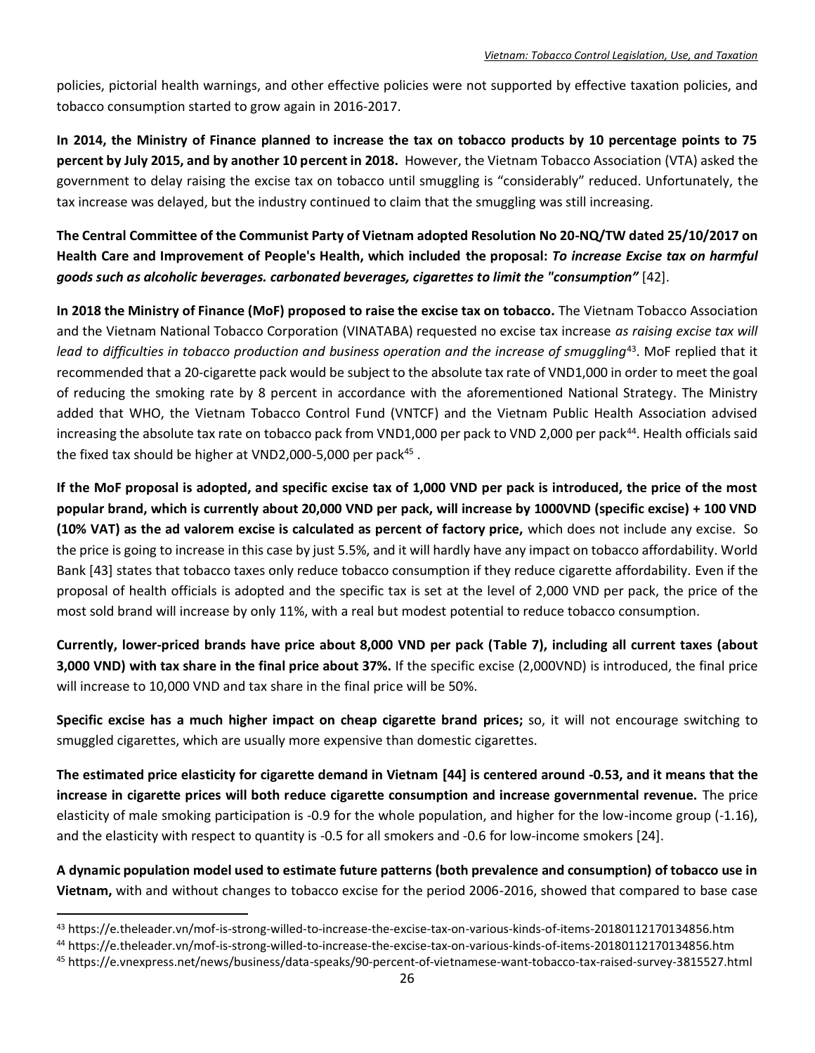policies, pictorial health warnings, and other effective policies were not supported by effective taxation policies, and tobacco consumption started to grow again in 2016-2017.

**In 2014, the Ministry of Finance planned to increase the tax on tobacco products by 10 percentage points to 75 percent by July 2015, and by another 10 percent in 2018.** However, the Vietnam Tobacco Association (VTA) asked the government to delay raising the excise tax on tobacco until smuggling is "considerably" reduced. Unfortunately, the tax increase was delayed, but the industry continued to claim that the smuggling was still increasing.

**The Central Committee of the Communist Party of Vietnam adopted Resolution No 20-NQ/TW dated 25/10/2017 on Health Care and Improvement of People's Health, which included the proposal: *To increase Excise tax on harmful goods such as alcoholic beverages. carbonated beverages, cigarettes to limit the "consumption"*** [42].

**In 2018 the Ministry of Finance (MoF) proposed to raise the excise tax on tobacco.** The Vietnam Tobacco Association and the Vietnam National Tobacco Corporation (VINATABA) requested no excise tax increase *as raising excise tax will lead to difficulties in tobacco production and business operation and the increase of smuggling*[43]. MoF replied that it recommended that a 20-cigarette pack would be subject to the absolute tax rate of VND1,000 in order to meet the goal of reducing the smoking rate by 8 percent in accordance with the aforementioned National Strategy. The Ministry added that WHO, the Vietnam Tobacco Control Fund (VNTCF) and the Vietnam Public Health Association advised increasing the absolute tax rate on tobacco pack from VND1,000 per pack to VND 2,000 per pack[44]. Health officials said the fixed tax should be higher at VND2,000-5,000 per pack[45] .

**If the MoF proposal is adopted, and specific excise tax of 1,000 VND per pack is introduced, the price of the most popular brand, which is currently about 20,000 VND per pack, will increase by 1000VND (specific excise) + 100 VND (10% VAT) as the ad valorem excise is calculated as percent of factory price,** which does not include any excise. So the price is going to increase in this case by just 5.5%, and it will hardly have any impact on tobacco affordability. World Bank [43] states that tobacco taxes only reduce tobacco consumption if they reduce cigarette affordability. Even if the proposal of health officials is adopted and the specific tax is set at the level of 2,000 VND per pack, the price of the most sold brand will increase by only 11%, with a real but modest potential to reduce tobacco consumption.

**Currently, lower-priced brands have price about 8,000 VND per pack (Table 7), including all current taxes (about 3,000 VND) with tax share in the final price about 37%.** If the specific excise (2,000VND) is introduced, the final price will increase to 10,000 VND and tax share in the final price will be 50%.

**Specific excise has a much higher impact on cheap cigarette brand prices;** so, it will not encourage switching to smuggled cigarettes, which are usually more expensive than domestic cigarettes.

**The estimated price elasticity for cigarette demand in Vietnam [44] is centered around -0.53, and it means that the increase in cigarette prices will both reduce cigarette consumption and increase governmental revenue.** The price elasticity of male smoking participation is -0.9 for the whole population, and higher for the low-income group (-1.16), and the elasticity with respect to quantity is -0.5 for all smokers and -0.6 for low-income smokers [24].

**A dynamic population model used to estimate future patterns (both prevalence and consumption) of tobacco use in Vietnam,** with and without changes to tobacco excise for the period 2006-2016, showed that compared to base case

---

[43] https://e.theleader.vn/mof-is-strong-willed-to-increase-the-excise-tax-on-various-kinds-of-items-20180112170134856.htm

[44] https://e.theleader.vn/mof-is-strong-willed-to-increase-the-excise-tax-on-various-kinds-of-items-20180112170134856.htm

[45] https://e.vnexpress.net/news/business/data-speaks/90-percent-of-vietnamese-want-tobacco-tax-raised-survey-3815527.html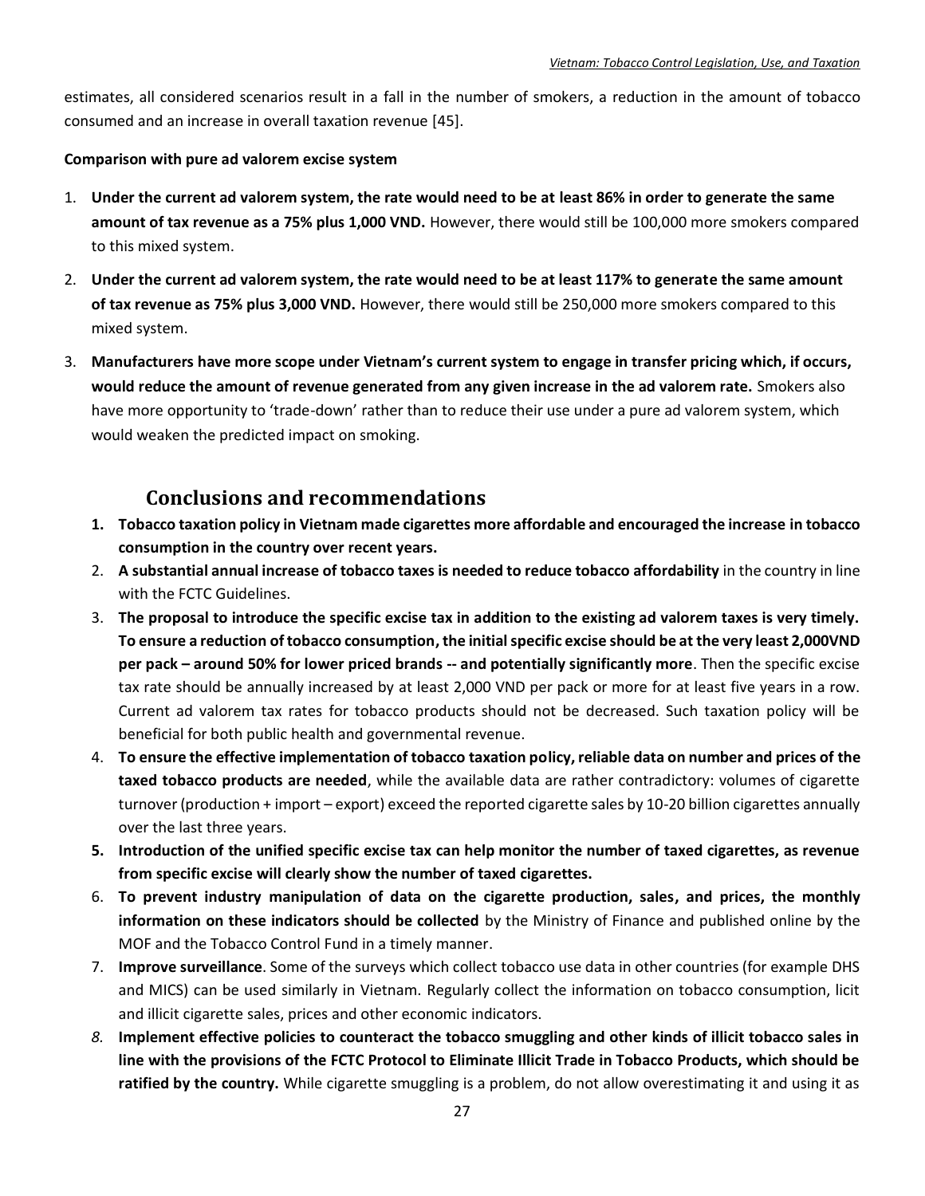estimates, all considered scenarios result in a fall in the number of smokers, a reduction in the amount of tobacco consumed and an increase in overall taxation revenue [45].

**Comparison with pure ad valorem excise system**

1. **Under the current ad valorem system, the rate would need to be at least 86% in order to generate the same amount of tax revenue as a 75% plus 1,000 VND.** However, there would still be 100,000 more smokers compared to this mixed system.
2. **Under the current ad valorem system, the rate would need to be at least 117% to generate the same amount of tax revenue as 75% plus 3,000 VND.** However, there would still be 250,000 more smokers compared to this mixed system.
3. **Manufacturers have more scope under Vietnam's current system to engage in transfer pricing which, if occurs, would reduce the amount of revenue generated from any given increase in the ad valorem rate.** Smokers also have more opportunity to 'trade-down' rather than to reduce their use under a pure ad valorem system, which would weaken the predicted impact on smoking.

## Conclusions and recommendations

1. **Tobacco taxation policy in Vietnam made cigarettes more affordable and encouraged the increase in tobacco consumption in the country over recent years.**
2. **A substantial annual increase of tobacco taxes is needed to reduce tobacco affordability** in the country in line with the FCTC Guidelines.
3. **The proposal to introduce the specific excise tax in addition to the existing ad valorem taxes is very timely. To ensure a reduction of tobacco consumption, the initial specific excise should be at the very least 2,000VND per pack – around 50% for lower priced brands -- and potentially significantly more**. Then the specific excise tax rate should be annually increased by at least 2,000 VND per pack or more for at least five years in a row. Current ad valorem tax rates for tobacco products should not be decreased. Such taxation policy will be beneficial for both public health and governmental revenue.
4. **To ensure the effective implementation of tobacco taxation policy, reliable data on number and prices of the taxed tobacco products are needed**, while the available data are rather contradictory: volumes of cigarette turnover (production + import – export) exceed the reported cigarette sales by 10-20 billion cigarettes annually over the last three years.
5. **Introduction of the unified specific excise tax can help monitor the number of taxed cigarettes, as revenue from specific excise will clearly show the number of taxed cigarettes.**
6. **To prevent industry manipulation of data on the cigarette production, sales, and prices, the monthly information on these indicators should be collected** by the Ministry of Finance and published online by the MOF and the Tobacco Control Fund in a timely manner.
7. **Improve surveillance**. Some of the surveys which collect tobacco use data in other countries (for example DHS and MICS) can be used similarly in Vietnam. Regularly collect the information on tobacco consumption, licit and illicit cigarette sales, prices and other economic indicators.
8. **Implement effective policies to counteract the tobacco smuggling and other kinds of illicit tobacco sales in line with the provisions of the FCTC Protocol to Eliminate Illicit Trade in Tobacco Products, which should be ratified by the country.** While cigarette smuggling is a problem, do not allow overestimating it and using it as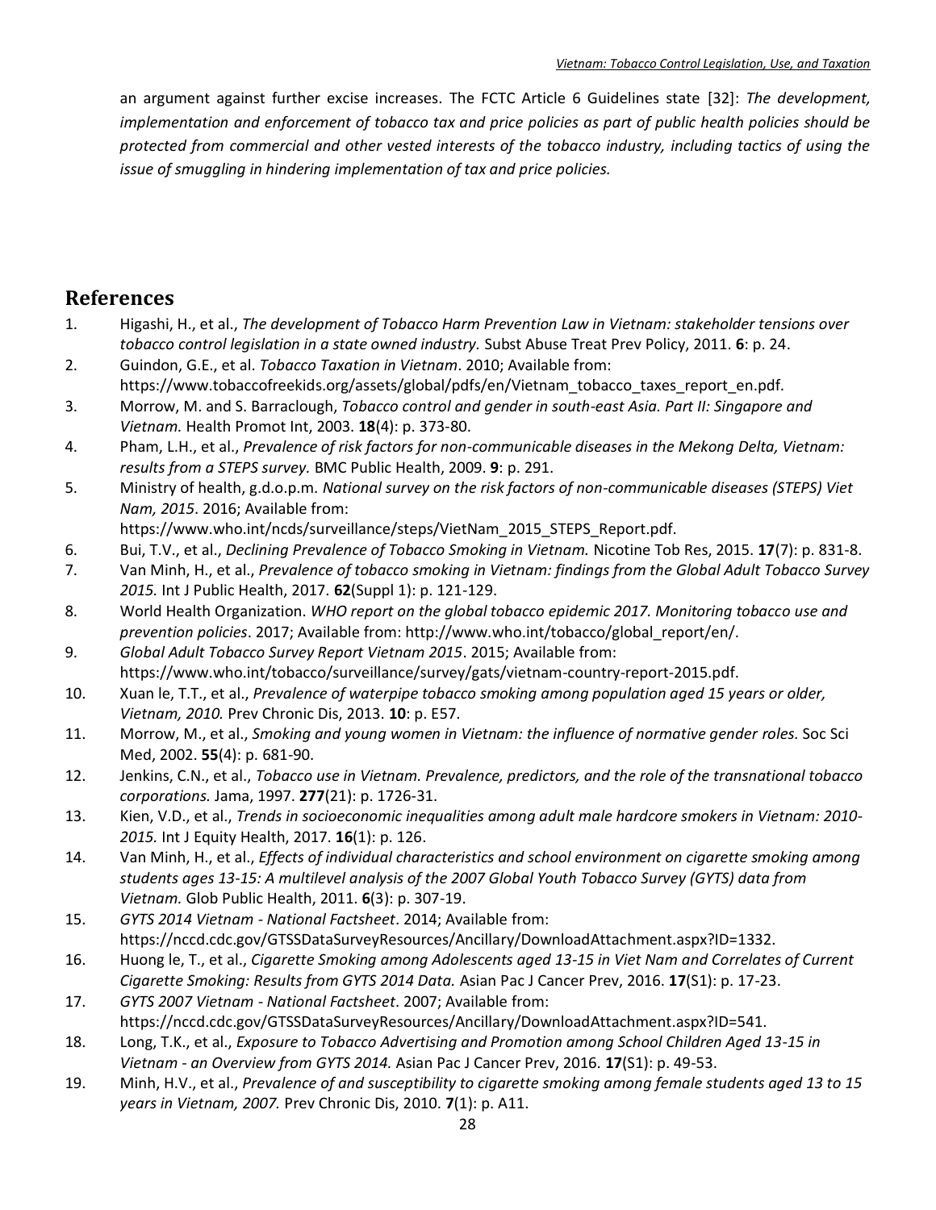an argument against further excise increases. The FCTC Article 6 Guidelines state [32]: *The development, implementation and enforcement of tobacco tax and price policies as part of public health policies should be protected from commercial and other vested interests of the tobacco industry, including tactics of using the issue of smuggling in hindering implementation of tax and price policies.*

## References

1. Higashi, H., et al., *The development of Tobacco Harm Prevention Law in Vietnam: stakeholder tensions over tobacco control legislation in a state owned industry.* Subst Abuse Treat Prev Policy, 2011. **6**: p. 24.
2. Guindon, G.E., et al. *Tobacco Taxation in Vietnam*. 2010; Available from: https://www.tobaccofreekids.org/assets/global/pdfs/en/Vietnam_tobacco_taxes_report_en.pdf.
3. Morrow, M. and S. Barraclough, *Tobacco control and gender in south-east Asia. Part II: Singapore and Vietnam.* Health Promot Int, 2003. **18**(4): p. 373-80.
4. Pham, L.H., et al., *Prevalence of risk factors for non-communicable diseases in the Mekong Delta, Vietnam: results from a STEPS survey.* BMC Public Health, 2009. **9**: p. 291.
5. Ministry of health, g.d.o.p.m. *National survey on the risk factors of non-communicable diseases (STEPS) Viet Nam, 2015*. 2016; Available from: https://www.who.int/ncds/surveillance/steps/VietNam_2015_STEPS_Report.pdf.
6. Bui, T.V., et al., *Declining Prevalence of Tobacco Smoking in Vietnam.* Nicotine Tob Res, 2015. **17**(7): p. 831-8.
7. Van Minh, H., et al., *Prevalence of tobacco smoking in Vietnam: findings from the Global Adult Tobacco Survey 2015.* Int J Public Health, 2017. **62**(Suppl 1): p. 121-129.
8. World Health Organization. *WHO report on the global tobacco epidemic 2017. Monitoring tobacco use and prevention policies*. 2017; Available from: http://www.who.int/tobacco/global_report/en/.
9. *Global Adult Tobacco Survey Report Vietnam 2015*. 2015; Available from: https://www.who.int/tobacco/surveillance/survey/gats/vietnam-country-report-2015.pdf.
10. Xuan le, T.T., et al., *Prevalence of waterpipe tobacco smoking among population aged 15 years or older, Vietnam, 2010.* Prev Chronic Dis, 2013. **10**: p. E57.
11. Morrow, M., et al., *Smoking and young women in Vietnam: the influence of normative gender roles.* Soc Sci Med, 2002. **55**(4): p. 681-90.
12. Jenkins, C.N., et al., *Tobacco use in Vietnam. Prevalence, predictors, and the role of the transnational tobacco corporations.* Jama, 1997. **277**(21): p. 1726-31.
13. Kien, V.D., et al., *Trends in socioeconomic inequalities among adult male hardcore smokers in Vietnam: 2010-2015.* Int J Equity Health, 2017. **16**(1): p. 126.
14. Van Minh, H., et al., *Effects of individual characteristics and school environment on cigarette smoking among students ages 13-15: A multilevel analysis of the 2007 Global Youth Tobacco Survey (GYTS) data from Vietnam.* Glob Public Health, 2011. **6**(3): p. 307-19.
15. *GYTS 2014 Vietnam - National Factsheet*. 2014; Available from: https://nccd.cdc.gov/GTSSDataSurveyResources/Ancillary/DownloadAttachment.aspx?ID=1332.
16. Huong le, T., et al., *Cigarette Smoking among Adolescents aged 13-15 in Viet Nam and Correlates of Current Cigarette Smoking: Results from GYTS 2014 Data.* Asian Pac J Cancer Prev, 2016. **17**(S1): p. 17-23.
17. *GYTS 2007 Vietnam - National Factsheet*. 2007; Available from: https://nccd.cdc.gov/GTSSDataSurveyResources/Ancillary/DownloadAttachment.aspx?ID=541.
18. Long, T.K., et al., *Exposure to Tobacco Advertising and Promotion among School Children Aged 13-15 in Vietnam - an Overview from GYTS 2014.* Asian Pac J Cancer Prev, 2016. **17**(S1): p. 49-53.
19. Minh, H.V., et al., *Prevalence of and susceptibility to cigarette smoking among female students aged 13 to 15 years in Vietnam, 2007.* Prev Chronic Dis, 2010. **7**(1): p. A11.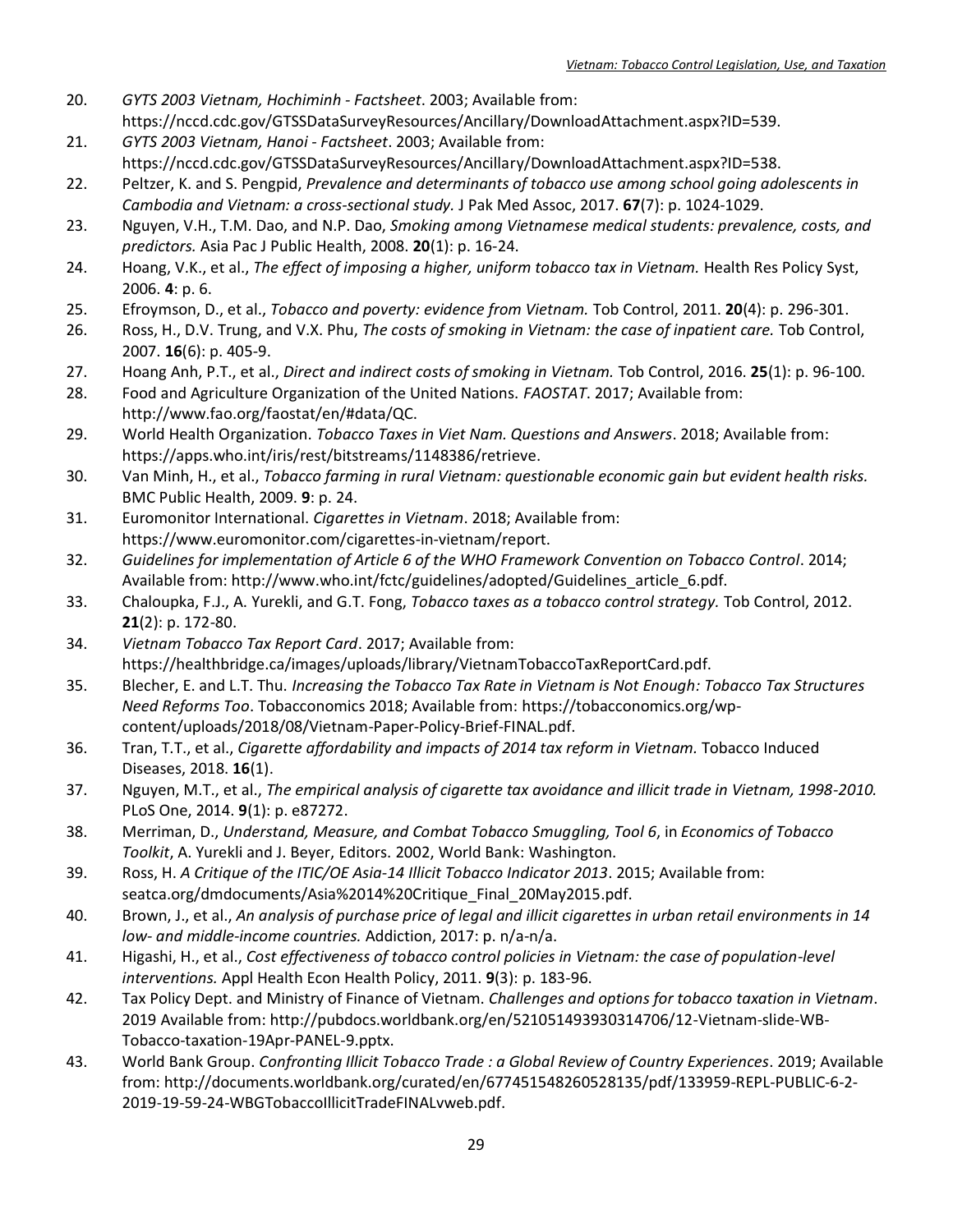20. *GYTS 2003 Vietnam, Hochiminh - Factsheet*. 2003; Available from: https://nccd.cdc.gov/GTSSDataSurveyResources/Ancillary/DownloadAttachment.aspx?ID=539.
21. *GYTS 2003 Vietnam, Hanoi - Factsheet*. 2003; Available from: https://nccd.cdc.gov/GTSSDataSurveyResources/Ancillary/DownloadAttachment.aspx?ID=538.
22. Peltzer, K. and S. Pengpid, *Prevalence and determinants of tobacco use among school going adolescents in Cambodia and Vietnam: a cross-sectional study.* J Pak Med Assoc, 2017. **67**(7): p. 1024-1029.
23. Nguyen, V.H., T.M. Dao, and N.P. Dao, *Smoking among Vietnamese medical students: prevalence, costs, and predictors.* Asia Pac J Public Health, 2008. **20**(1): p. 16-24.
24. Hoang, V.K., et al., *The effect of imposing a higher, uniform tobacco tax in Vietnam.* Health Res Policy Syst, 2006. **4**: p. 6.
25. Efroymson, D., et al., *Tobacco and poverty: evidence from Vietnam.* Tob Control, 2011. **20**(4): p. 296-301.
26. Ross, H., D.V. Trung, and V.X. Phu, *The costs of smoking in Vietnam: the case of inpatient care.* Tob Control, 2007. **16**(6): p. 405-9.
27. Hoang Anh, P.T., et al., *Direct and indirect costs of smoking in Vietnam.* Tob Control, 2016. **25**(1): p. 96-100.
28. Food and Agriculture Organization of the United Nations. *FAOSTAT*. 2017; Available from: http://www.fao.org/faostat/en/#data/QC.
29. World Health Organization. *Tobacco Taxes in Viet Nam. Questions and Answers*. 2018; Available from: https://apps.who.int/iris/rest/bitstreams/1148386/retrieve.
30. Van Minh, H., et al., *Tobacco farming in rural Vietnam: questionable economic gain but evident health risks.* BMC Public Health, 2009. **9**: p. 24.
31. Euromonitor International. *Cigarettes in Vietnam*. 2018; Available from: https://www.euromonitor.com/cigarettes-in-vietnam/report.
32. *Guidelines for implementation of Article 6 of the WHO Framework Convention on Tobacco Control*. 2014; Available from: http://www.who.int/fctc/guidelines/adopted/Guidelines_article_6.pdf.
33. Chaloupka, F.J., A. Yurekli, and G.T. Fong, *Tobacco taxes as a tobacco control strategy.* Tob Control, 2012. **21**(2): p. 172-80.
34. *Vietnam Tobacco Tax Report Card*. 2017; Available from: https://healthbridge.ca/images/uploads/library/VietnamTobaccoTaxReportCard.pdf.
35. Blecher, E. and L.T. Thu. *Increasing the Tobacco Tax Rate in Vietnam is Not Enough: Tobacco Tax Structures Need Reforms Too*. Tobacconomics 2018; Available from: https://tobacconomics.org/wp-content/uploads/2018/08/Vietnam-Paper-Policy-Brief-FINAL.pdf.
36. Tran, T.T., et al., *Cigarette affordability and impacts of 2014 tax reform in Vietnam.* Tobacco Induced Diseases, 2018. **16**(1).
37. Nguyen, M.T., et al., *The empirical analysis of cigarette tax avoidance and illicit trade in Vietnam, 1998-2010.* PLoS One, 2014. **9**(1): p. e87272.
38. Merriman, D., *Understand, Measure, and Combat Tobacco Smuggling, Tool 6*, in *Economics of Tobacco Toolkit*, A. Yurekli and J. Beyer, Editors. 2002, World Bank: Washington.
39. Ross, H. *A Critique of the ITIC/OE Asia-14 Illicit Tobacco Indicator 2013*. 2015; Available from: seatca.org/dmdocuments/Asia%2014%20Critique_Final_20May2015.pdf.
40. Brown, J., et al., *An analysis of purchase price of legal and illicit cigarettes in urban retail environments in 14 low- and middle-income countries.* Addiction, 2017: p. n/a-n/a.
41. Higashi, H., et al., *Cost effectiveness of tobacco control policies in Vietnam: the case of population-level interventions.* Appl Health Econ Health Policy, 2011. **9**(3): p. 183-96.
42. Tax Policy Dept. and Ministry of Finance of Vietnam. *Challenges and options for tobacco taxation in Vietnam*. 2019 Available from: http://pubdocs.worldbank.org/en/521051493930314706/12-Vietnam-slide-WB-Tobacco-taxation-19Apr-PANEL-9.pptx.
43. World Bank Group. *Confronting Illicit Tobacco Trade : a Global Review of Country Experiences*. 2019; Available from: http://documents.worldbank.org/curated/en/677451548260528135/pdf/133959-REPL-PUBLIC-6-2-2019-19-59-24-WBGTobaccoIllicitTradeFINALvweb.pdf.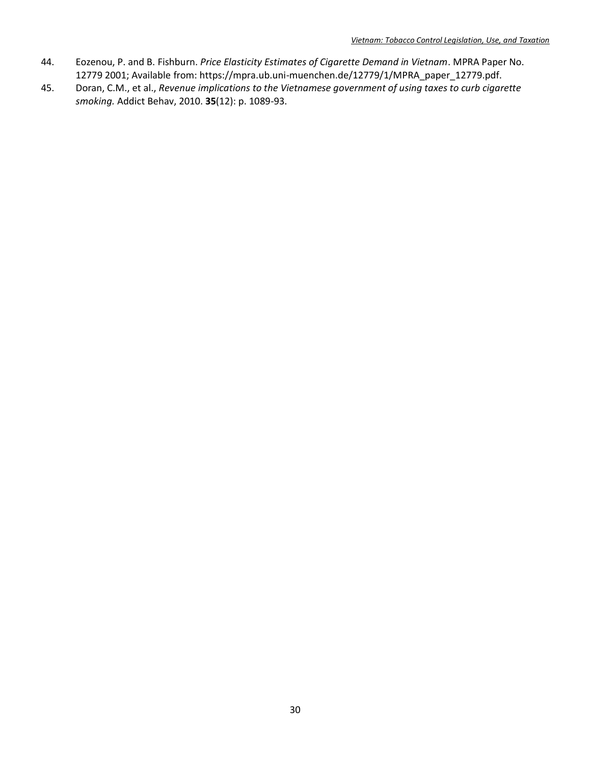44. Eozenou, P. and B. Fishburn. *Price Elasticity Estimates of Cigarette Demand in Vietnam*. MPRA Paper No. 12779 2001; Available from: https://mpra.ub.uni-muenchen.de/12779/1/MPRA_paper_12779.pdf.
45. Doran, C.M., et al., *Revenue implications to the Vietnamese government of using taxes to curb cigarette smoking.* Addict Behav, 2010. **35**(12): p. 1089-93.